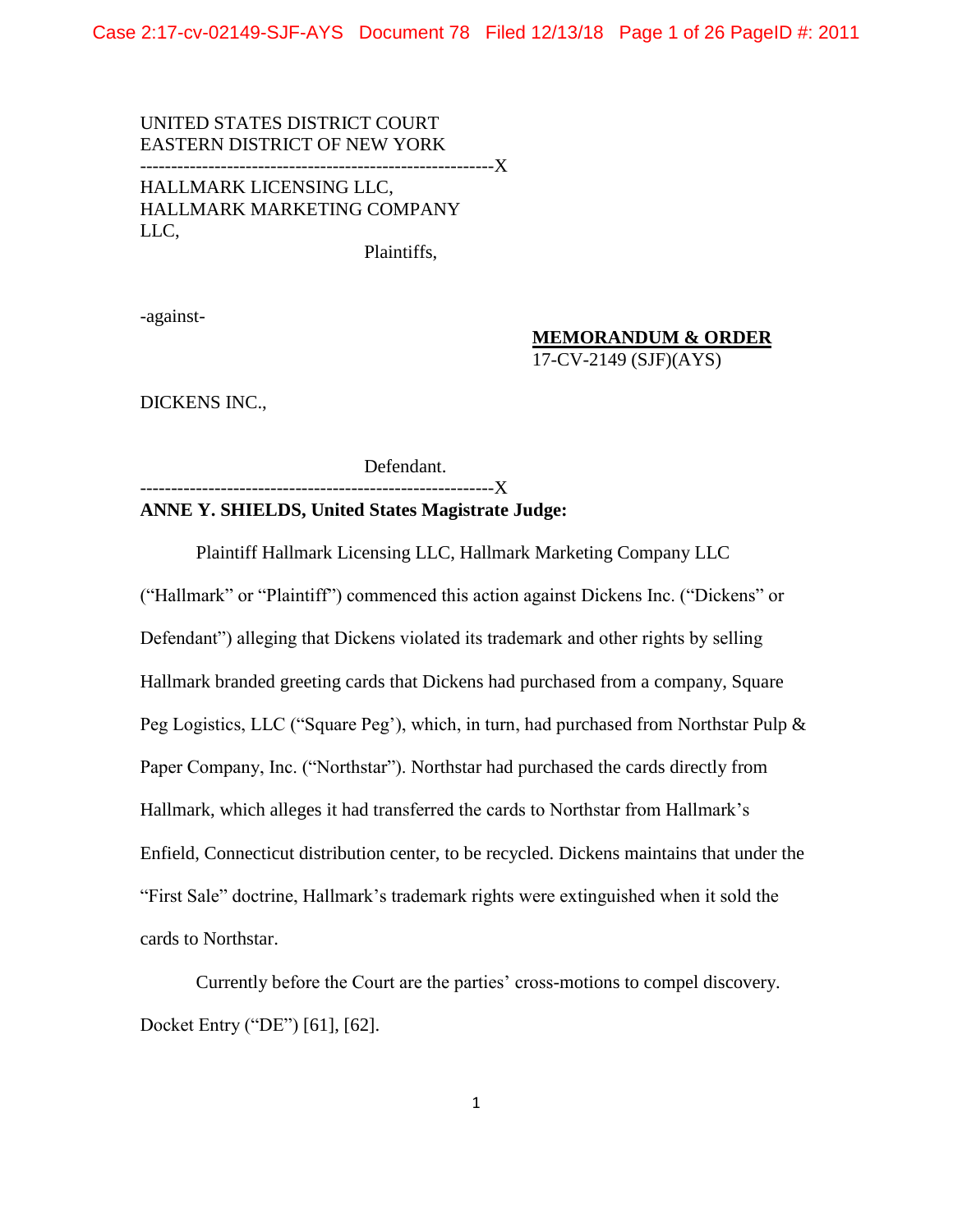UNITED STATES DISTRICT COURT
EASTERN DISTRICT OF NEW YORK

---------------------------------------------------------X

HALLMARK LICENSING LLC,
HALLMARK MARKETING COMPANY
LLC,

Plaintiffs,

-against-

**MEMORANDUM & ORDER**
17-CV-2149 (SJF)(AYS)

DICKENS INC.,

Defendant.

---------------------------------------------------------X

**ANNE Y. SHIELDS, United States Magistrate Judge:**

Plaintiff Hallmark Licensing LLC, Hallmark Marketing Company LLC ("Hallmark" or "Plaintiff") commenced this action against Dickens Inc. ("Dickens" or Defendant") alleging that Dickens violated its trademark and other rights by selling Hallmark branded greeting cards that Dickens had purchased from a company, Square Peg Logistics, LLC ("Square Peg'), which, in turn, had purchased from Northstar Pulp & Paper Company, Inc. ("Northstar"). Northstar had purchased the cards directly from Hallmark, which alleges it had transferred the cards to Northstar from Hallmark's Enfield, Connecticut distribution center, to be recycled. Dickens maintains that under the "First Sale" doctrine, Hallmark's trademark rights were extinguished when it sold the cards to Northstar.

Currently before the Court are the parties' cross-motions to compel discovery. Docket Entry ("DE") [61], [62].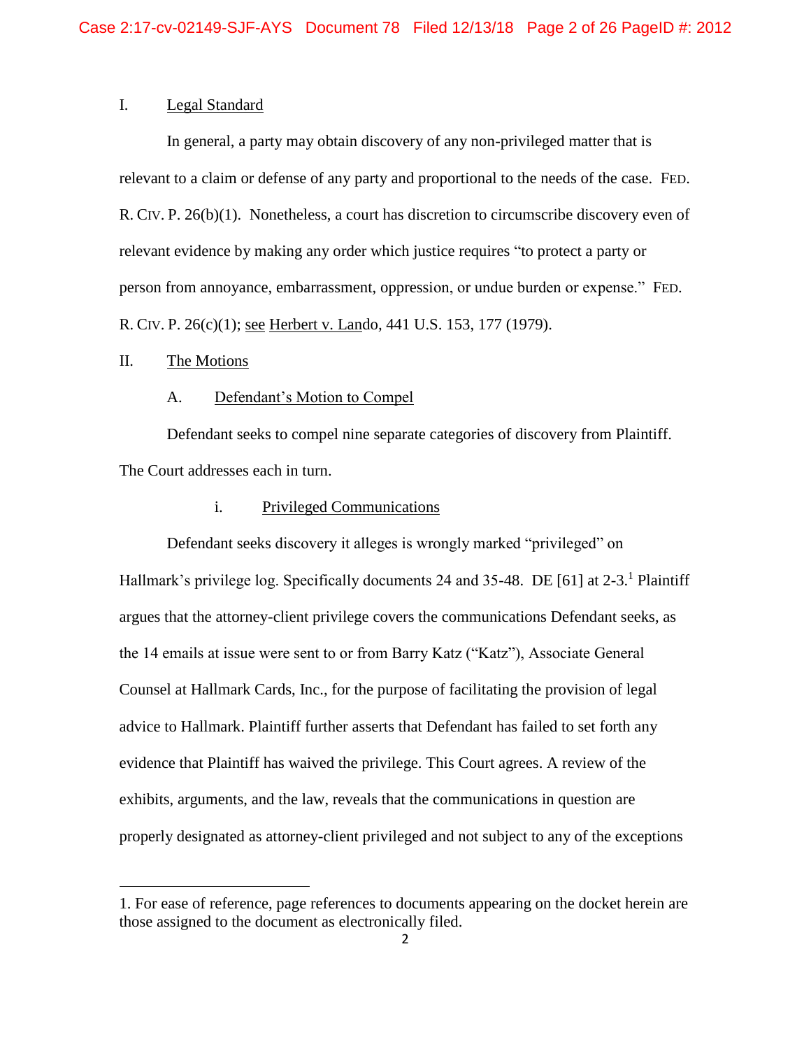## I. Legal Standard

In general, a party may obtain discovery of any non-privileged matter that is relevant to a claim or defense of any party and proportional to the needs of the case. FED. R. CIV. P. 26(b)(1). Nonetheless, a court has discretion to circumscribe discovery even of relevant evidence by making any order which justice requires "to protect a party or person from annoyance, embarrassment, oppression, or undue burden or expense." FED. R. CIV. P. 26(c)(1); see Herbert v. Lando, 441 U.S. 153, 177 (1979).

## II. The Motions

### A. Defendant's Motion to Compel

Defendant seeks to compel nine separate categories of discovery from Plaintiff. The Court addresses each in turn.

#### i. Privileged Communications

Defendant seeks discovery it alleges is wrongly marked "privileged" on Hallmark's privilege log. Specifically documents 24 and 35-48. DE [61] at 2-3.[1] Plaintiff argues that the attorney-client privilege covers the communications Defendant seeks, as the 14 emails at issue were sent to or from Barry Katz ("Katz"), Associate General Counsel at Hallmark Cards, Inc., for the purpose of facilitating the provision of legal advice to Hallmark. Plaintiff further asserts that Defendant has failed to set forth any evidence that Plaintiff has waived the privilege. This Court agrees. A review of the exhibits, arguments, and the law, reveals that the communications in question are properly designated as attorney-client privileged and not subject to any of the exceptions

---

1. For ease of reference, page references to documents appearing on the docket herein are those assigned to the document as electronically filed.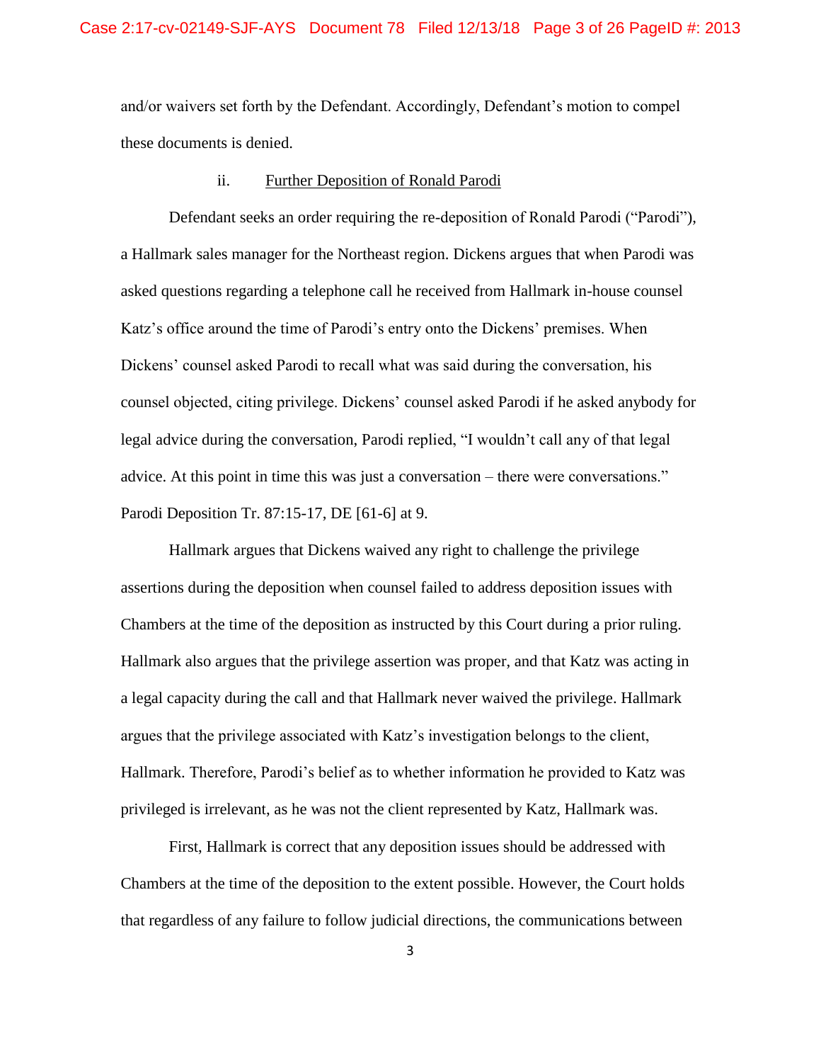and/or waivers set forth by the Defendant. Accordingly, Defendant's motion to compel these documents is denied.

ii. Further Deposition of Ronald Parodi

Defendant seeks an order requiring the re-deposition of Ronald Parodi ("Parodi"), a Hallmark sales manager for the Northeast region. Dickens argues that when Parodi was asked questions regarding a telephone call he received from Hallmark in-house counsel Katz's office around the time of Parodi's entry onto the Dickens' premises. When Dickens' counsel asked Parodi to recall what was said during the conversation, his counsel objected, citing privilege. Dickens' counsel asked Parodi if he asked anybody for legal advice during the conversation, Parodi replied, "I wouldn't call any of that legal advice. At this point in time this was just a conversation – there were conversations." Parodi Deposition Tr. 87:15-17, DE [61-6] at 9.

Hallmark argues that Dickens waived any right to challenge the privilege assertions during the deposition when counsel failed to address deposition issues with Chambers at the time of the deposition as instructed by this Court during a prior ruling. Hallmark also argues that the privilege assertion was proper, and that Katz was acting in a legal capacity during the call and that Hallmark never waived the privilege. Hallmark argues that the privilege associated with Katz's investigation belongs to the client, Hallmark. Therefore, Parodi's belief as to whether information he provided to Katz was privileged is irrelevant, as he was not the client represented by Katz, Hallmark was.

First, Hallmark is correct that any deposition issues should be addressed with Chambers at the time of the deposition to the extent possible. However, the Court holds that regardless of any failure to follow judicial directions, the communications between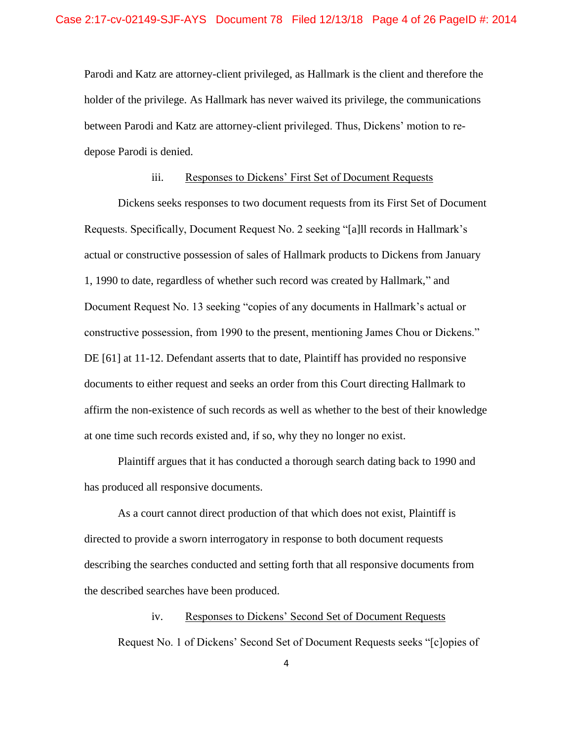Parodi and Katz are attorney-client privileged, as Hallmark is the client and therefore the holder of the privilege. As Hallmark has never waived its privilege, the communications between Parodi and Katz are attorney-client privileged. Thus, Dickens' motion to re-depose Parodi is denied.

iii. Responses to Dickens' First Set of Document Requests

Dickens seeks responses to two document requests from its First Set of Document Requests. Specifically, Document Request No. 2 seeking "[a]ll records in Hallmark's actual or constructive possession of sales of Hallmark products to Dickens from January 1, 1990 to date, regardless of whether such record was created by Hallmark," and Document Request No. 13 seeking "copies of any documents in Hallmark's actual or constructive possession, from 1990 to the present, mentioning James Chou or Dickens." DE [61] at 11-12. Defendant asserts that to date, Plaintiff has provided no responsive documents to either request and seeks an order from this Court directing Hallmark to affirm the non-existence of such records as well as whether to the best of their knowledge at one time such records existed and, if so, why they no longer no exist.

Plaintiff argues that it has conducted a thorough search dating back to 1990 and has produced all responsive documents.

As a court cannot direct production of that which does not exist, Plaintiff is directed to provide a sworn interrogatory in response to both document requests describing the searches conducted and setting forth that all responsive documents from the described searches have been produced.

iv. Responses to Dickens' Second Set of Document Requests

Request No. 1 of Dickens' Second Set of Document Requests seeks "[c]opies of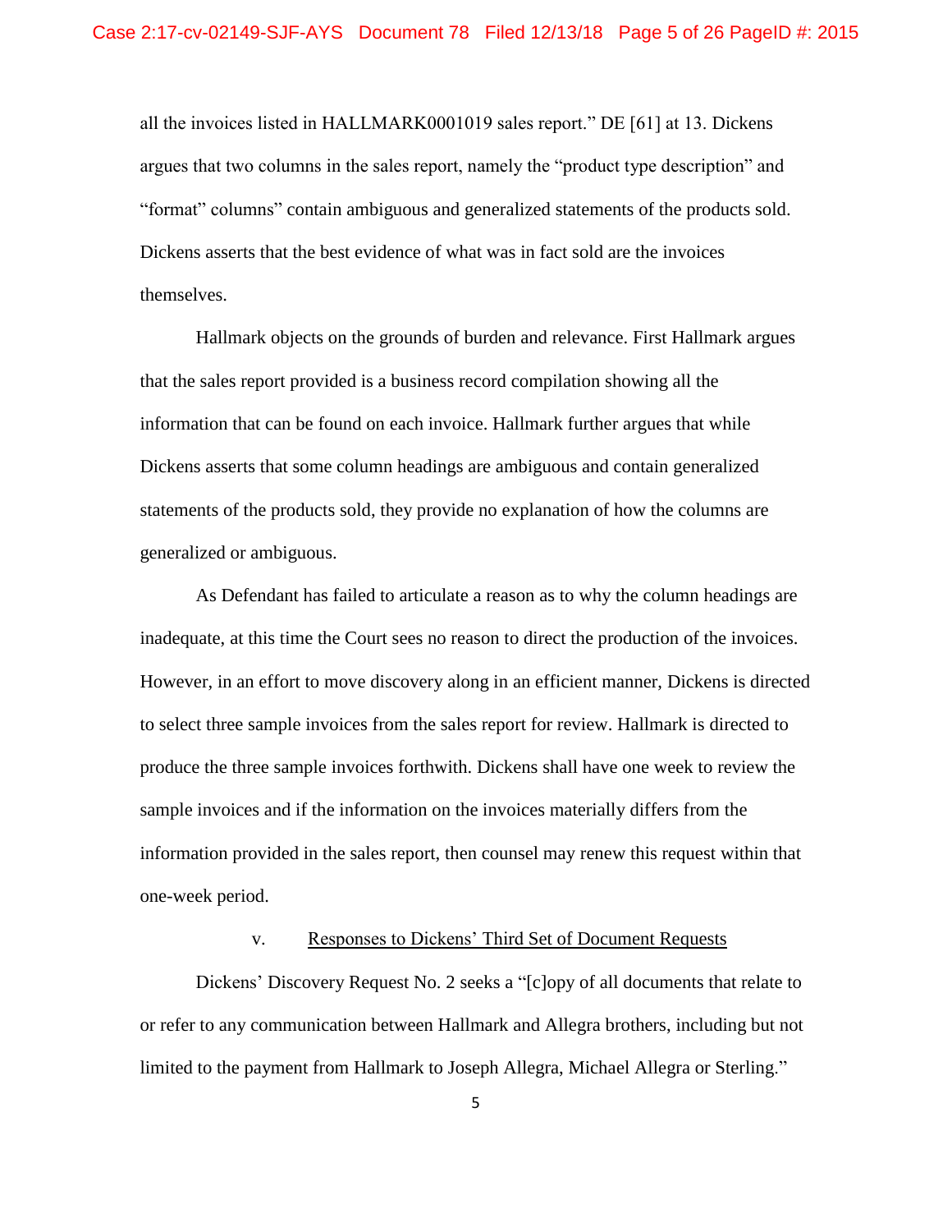all the invoices listed in HALLMARK0001019 sales report." DE [61] at 13. Dickens argues that two columns in the sales report, namely the "product type description" and "format" columns" contain ambiguous and generalized statements of the products sold. Dickens asserts that the best evidence of what was in fact sold are the invoices themselves.

Hallmark objects on the grounds of burden and relevance. First Hallmark argues that the sales report provided is a business record compilation showing all the information that can be found on each invoice. Hallmark further argues that while Dickens asserts that some column headings are ambiguous and contain generalized statements of the products sold, they provide no explanation of how the columns are generalized or ambiguous.

As Defendant has failed to articulate a reason as to why the column headings are inadequate, at this time the Court sees no reason to direct the production of the invoices. However, in an effort to move discovery along in an efficient manner, Dickens is directed to select three sample invoices from the sales report for review. Hallmark is directed to produce the three sample invoices forthwith. Dickens shall have one week to review the sample invoices and if the information on the invoices materially differs from the information provided in the sales report, then counsel may renew this request within that one-week period.

v. <u>Responses to Dickens' Third Set of Document Requests</u>

Dickens' Discovery Request No. 2 seeks a "[c]opy of all documents that relate to or refer to any communication between Hallmark and Allegra brothers, including but not limited to the payment from Hallmark to Joseph Allegra, Michael Allegra or Sterling."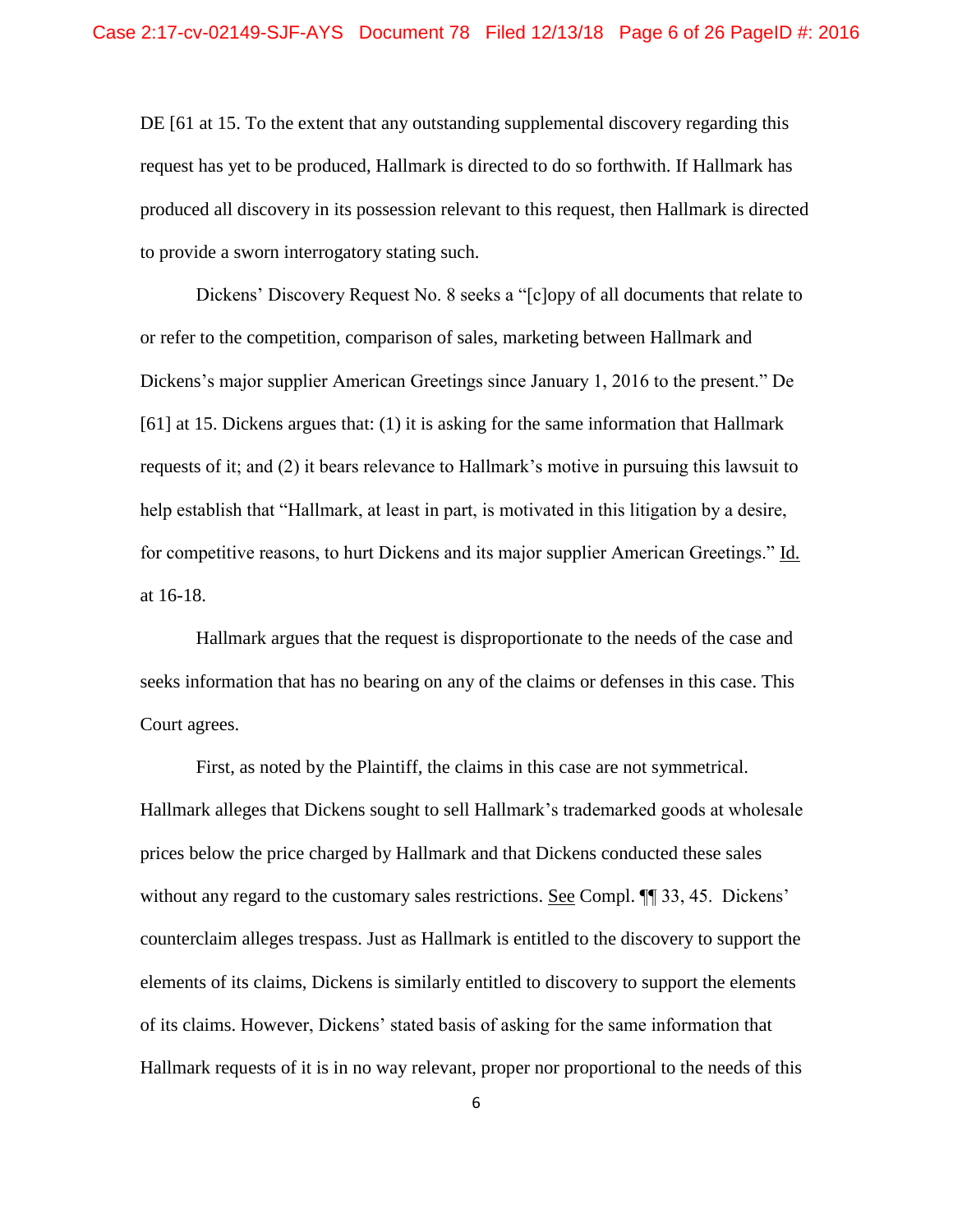DE [61 at 15. To the extent that any outstanding supplemental discovery regarding this request has yet to be produced, Hallmark is directed to do so forthwith. If Hallmark has produced all discovery in its possession relevant to this request, then Hallmark is directed to provide a sworn interrogatory stating such.

Dickens' Discovery Request No. 8 seeks a "[c]opy of all documents that relate to or refer to the competition, comparison of sales, marketing between Hallmark and Dickens's major supplier American Greetings since January 1, 2016 to the present." De [61] at 15. Dickens argues that: (1) it is asking for the same information that Hallmark requests of it; and (2) it bears relevance to Hallmark's motive in pursuing this lawsuit to help establish that "Hallmark, at least in part, is motivated in this litigation by a desire, for competitive reasons, to hurt Dickens and its major supplier American Greetings." Id. at 16-18.

Hallmark argues that the request is disproportionate to the needs of the case and seeks information that has no bearing on any of the claims or defenses in this case. This Court agrees.

First, as noted by the Plaintiff, the claims in this case are not symmetrical. Hallmark alleges that Dickens sought to sell Hallmark's trademarked goods at wholesale prices below the price charged by Hallmark and that Dickens conducted these sales without any regard to the customary sales restrictions. See Compl. ¶¶ 33, 45. Dickens' counterclaim alleges trespass. Just as Hallmark is entitled to the discovery to support the elements of its claims, Dickens is similarly entitled to discovery to support the elements of its claims. However, Dickens' stated basis of asking for the same information that Hallmark requests of it is in no way relevant, proper nor proportional to the needs of this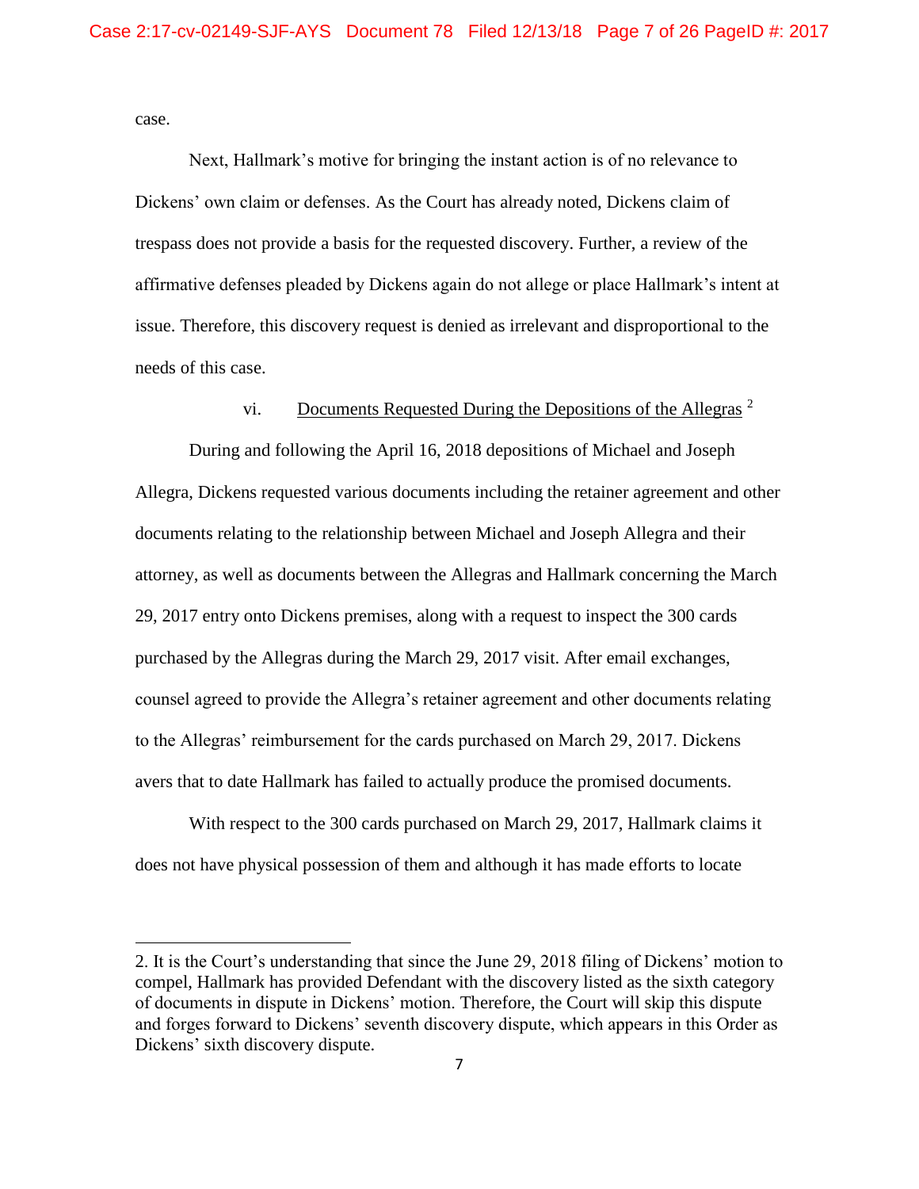case.

Next, Hallmark's motive for bringing the instant action is of no relevance to Dickens' own claim or defenses. As the Court has already noted, Dickens claim of trespass does not provide a basis for the requested discovery. Further, a review of the affirmative defenses pleaded by Dickens again do not allege or place Hallmark's intent at issue. Therefore, this discovery request is denied as irrelevant and disproportional to the needs of this case.

vi. <u>Documents Requested During the Depositions of the Allegras</u> [2]

During and following the April 16, 2018 depositions of Michael and Joseph Allegra, Dickens requested various documents including the retainer agreement and other documents relating to the relationship between Michael and Joseph Allegra and their attorney, as well as documents between the Allegras and Hallmark concerning the March 29, 2017 entry onto Dickens premises, along with a request to inspect the 300 cards purchased by the Allegras during the March 29, 2017 visit. After email exchanges, counsel agreed to provide the Allegra's retainer agreement and other documents relating to the Allegras' reimbursement for the cards purchased on March 29, 2017. Dickens avers that to date Hallmark has failed to actually produce the promised documents.

With respect to the 300 cards purchased on March 29, 2017, Hallmark claims it does not have physical possession of them and although it has made efforts to locate

---

2. It is the Court's understanding that since the June 29, 2018 filing of Dickens' motion to compel, Hallmark has provided Defendant with the discovery listed as the sixth category of documents in dispute in Dickens' motion. Therefore, the Court will skip this dispute and forges forward to Dickens' seventh discovery dispute, which appears in this Order as Dickens' sixth discovery dispute.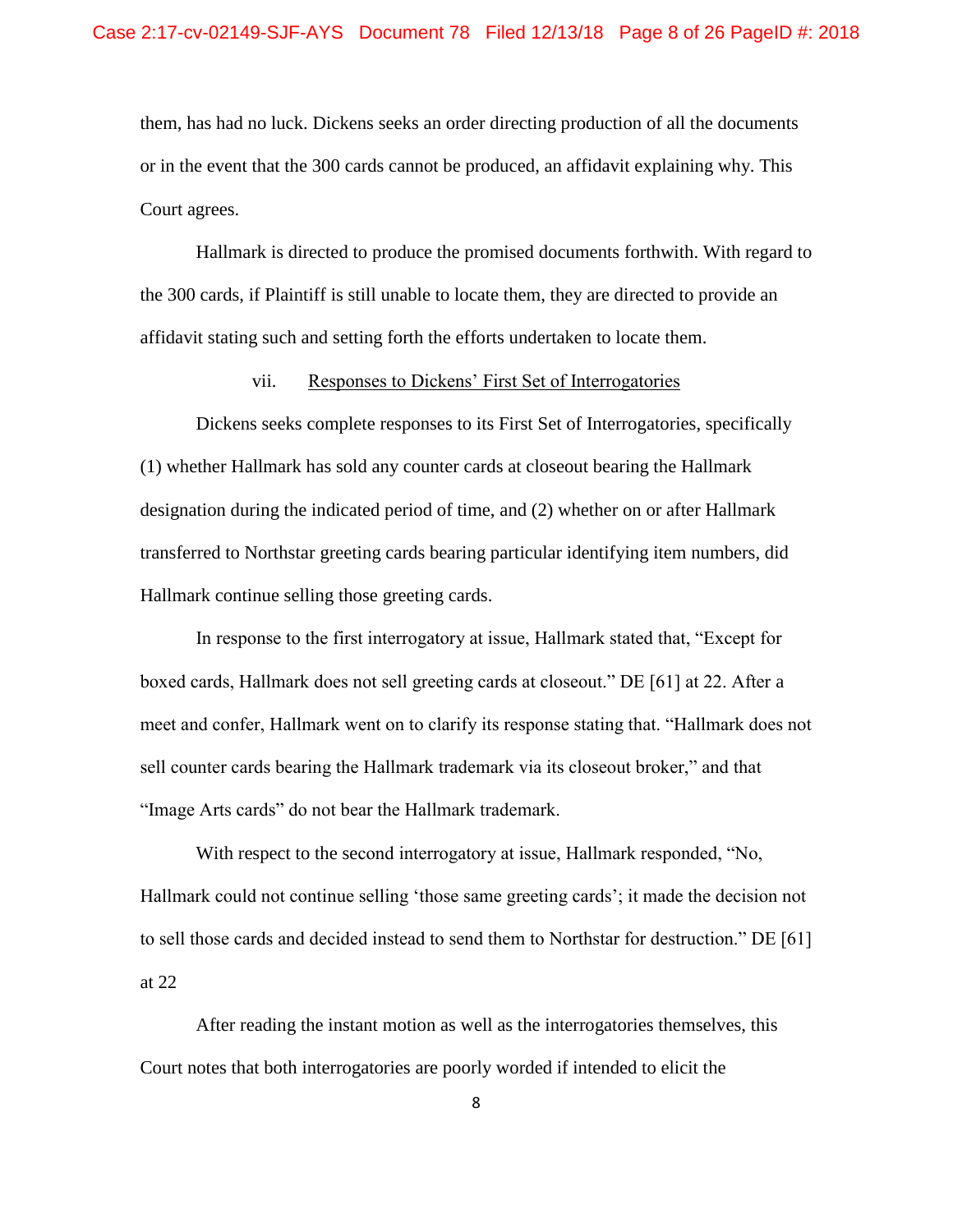them, has had no luck. Dickens seeks an order directing production of all the documents or in the event that the 300 cards cannot be produced, an affidavit explaining why. This Court agrees.

Hallmark is directed to produce the promised documents forthwith. With regard to the 300 cards, if Plaintiff is still unable to locate them, they are directed to provide an affidavit stating such and setting forth the efforts undertaken to locate them.

vii. Responses to Dickens' First Set of Interrogatories

Dickens seeks complete responses to its First Set of Interrogatories, specifically (1) whether Hallmark has sold any counter cards at closeout bearing the Hallmark designation during the indicated period of time, and (2) whether on or after Hallmark transferred to Northstar greeting cards bearing particular identifying item numbers, did Hallmark continue selling those greeting cards.

In response to the first interrogatory at issue, Hallmark stated that, "Except for boxed cards, Hallmark does not sell greeting cards at closeout." DE [61] at 22. After a meet and confer, Hallmark went on to clarify its response stating that. "Hallmark does not sell counter cards bearing the Hallmark trademark via its closeout broker," and that "Image Arts cards" do not bear the Hallmark trademark.

With respect to the second interrogatory at issue, Hallmark responded, "No, Hallmark could not continue selling 'those same greeting cards'; it made the decision not to sell those cards and decided instead to send them to Northstar for destruction." DE [61] at 22

After reading the instant motion as well as the interrogatories themselves, this Court notes that both interrogatories are poorly worded if intended to elicit the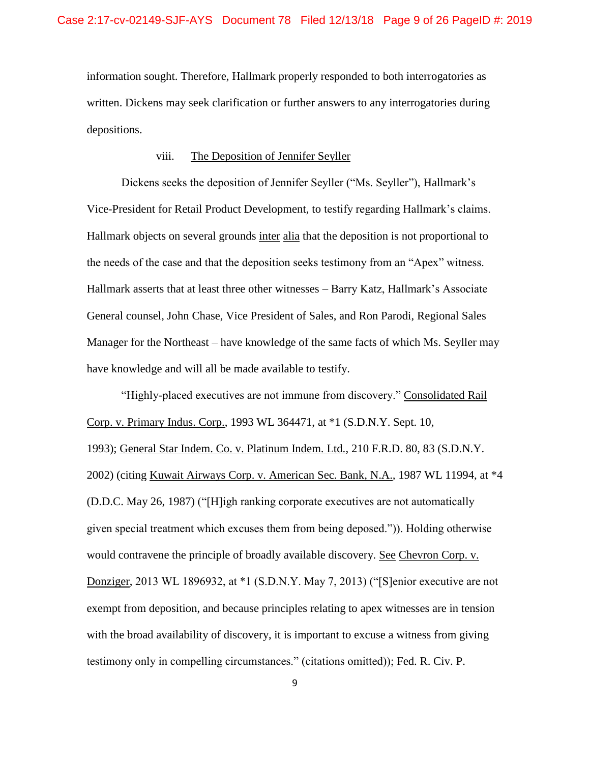information sought. Therefore, Hallmark properly responded to both interrogatories as written. Dickens may seek clarification or further answers to any interrogatories during depositions.

viii. The Deposition of Jennifer Seyller

Dickens seeks the deposition of Jennifer Seyller ("Ms. Seyller"), Hallmark's Vice-President for Retail Product Development, to testify regarding Hallmark's claims. Hallmark objects on several grounds inter alia that the deposition is not proportional to the needs of the case and that the deposition seeks testimony from an "Apex" witness. Hallmark asserts that at least three other witnesses – Barry Katz, Hallmark's Associate General counsel, John Chase, Vice President of Sales, and Ron Parodi, Regional Sales Manager for the Northeast – have knowledge of the same facts of which Ms. Seyller may have knowledge and will all be made available to testify.

"Highly-placed executives are not immune from discovery." Consolidated Rail Corp. v. Primary Indus. Corp., 1993 WL 364471, at *1 (S.D.N.Y. Sept. 10, 1993); General Star Indem. Co. v. Platinum Indem. Ltd., 210 F.R.D. 80, 83 (S.D.N.Y. 2002) (citing Kuwait Airways Corp. v. American Sec. Bank, N.A., 1987 WL 11994, at *4 (D.D.C. May 26, 1987) ("[H]igh ranking corporate executives are not automatically given special treatment which excuses them from being deposed.")). Holding otherwise would contravene the principle of broadly available discovery. See Chevron Corp. v. Donziger, 2013 WL 1896932, at *1 (S.D.N.Y. May 7, 2013) ("[S]enior executive are not exempt from deposition, and because principles relating to apex witnesses are in tension with the broad availability of discovery, it is important to excuse a witness from giving testimony only in compelling circumstances." (citations omitted)); Fed. R. Civ. P.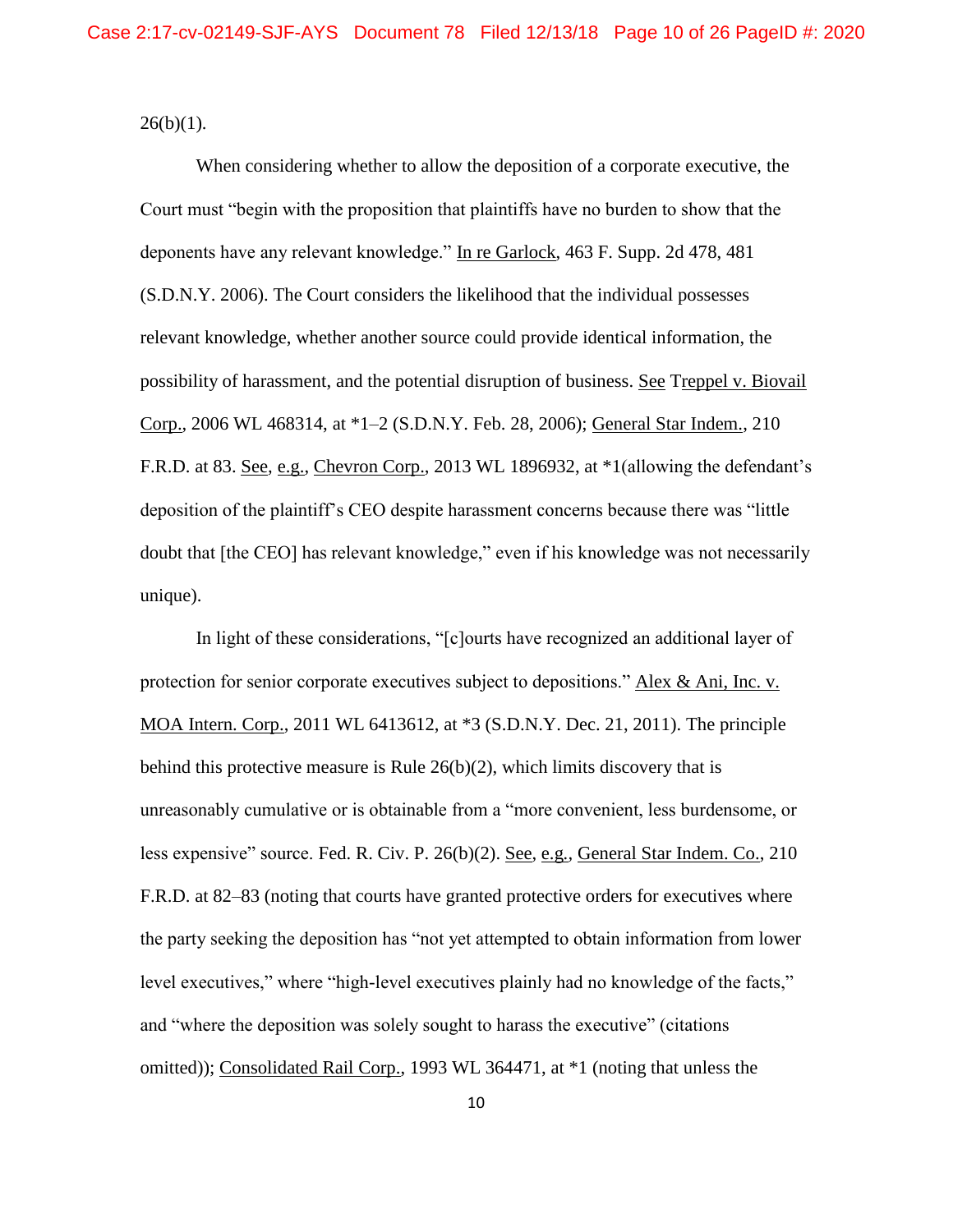26(b)(1).

When considering whether to allow the deposition of a corporate executive, the Court must "begin with the proposition that plaintiffs have no burden to show that the deponents have any relevant knowledge." In re Garlock, 463 F. Supp. 2d 478, 481 (S.D.N.Y. 2006). The Court considers the likelihood that the individual possesses relevant knowledge, whether another source could provide identical information, the possibility of harassment, and the potential disruption of business. See Treppel v. Biovail Corp., 2006 WL 468314, at *1–2 (S.D.N.Y. Feb. 28, 2006); General Star Indem., 210 F.R.D. at 83. See, e.g., Chevron Corp., 2013 WL 1896932, at *1(allowing the defendant's deposition of the plaintiff's CEO despite harassment concerns because there was "little doubt that [the CEO] has relevant knowledge," even if his knowledge was not necessarily unique).

In light of these considerations, "[c]ourts have recognized an additional layer of protection for senior corporate executives subject to depositions." Alex & Ani, Inc. v. MOA Intern. Corp., 2011 WL 6413612, at *3 (S.D.N.Y. Dec. 21, 2011). The principle behind this protective measure is Rule 26(b)(2), which limits discovery that is unreasonably cumulative or is obtainable from a "more convenient, less burdensome, or less expensive" source. Fed. R. Civ. P. 26(b)(2). See, e.g., General Star Indem. Co., 210 F.R.D. at 82–83 (noting that courts have granted protective orders for executives where the party seeking the deposition has "not yet attempted to obtain information from lower level executives," where "high-level executives plainly had no knowledge of the facts," and "where the deposition was solely sought to harass the executive" (citations omitted)); Consolidated Rail Corp., 1993 WL 364471, at *1 (noting that unless the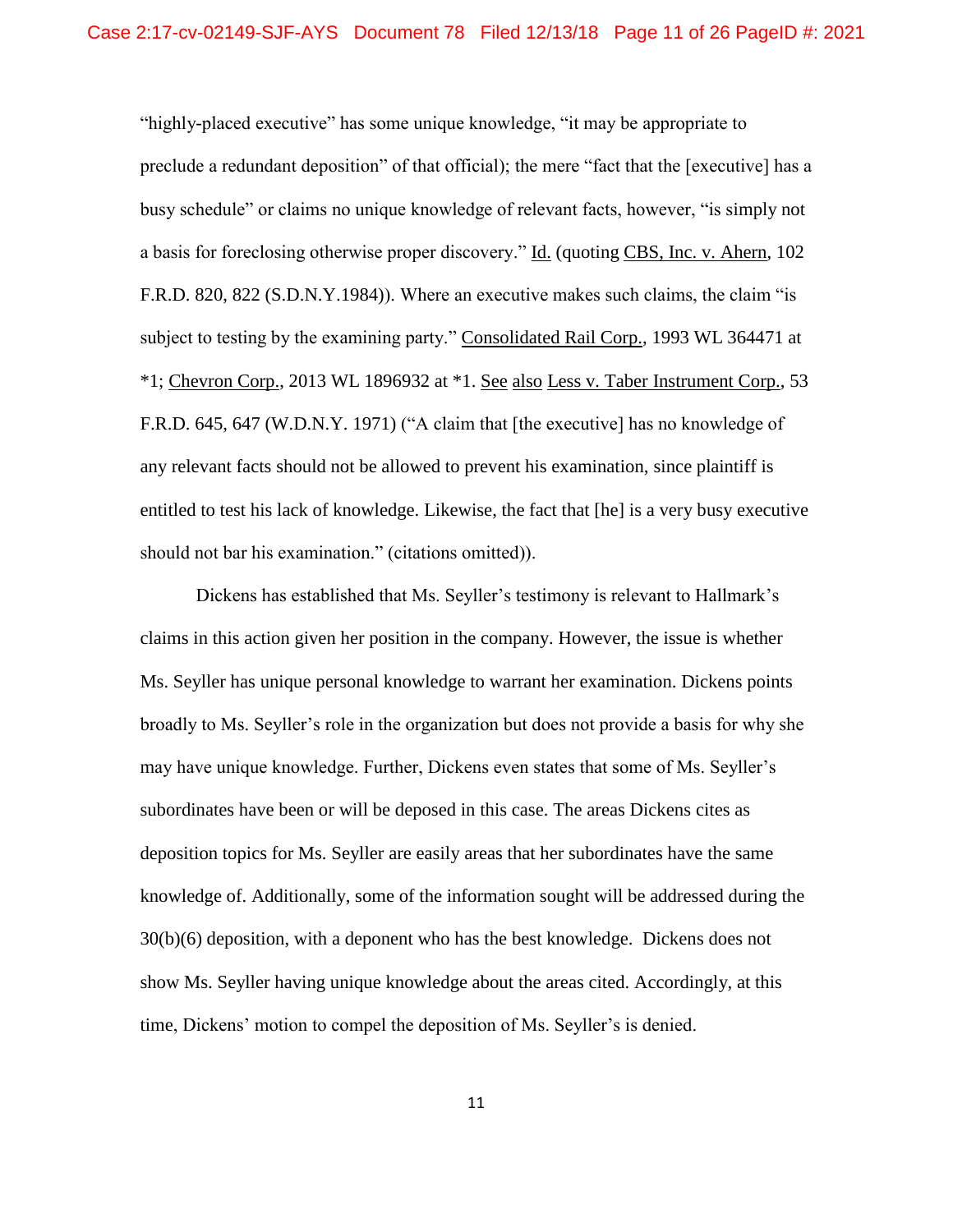"highly-placed executive" has some unique knowledge, "it may be appropriate to preclude a redundant deposition" of that official); the mere "fact that the [executive] has a busy schedule" or claims no unique knowledge of relevant facts, however, "is simply not a basis for foreclosing otherwise proper discovery." Id. (quoting CBS, Inc. v. Ahern, 102 F.R.D. 820, 822 (S.D.N.Y.1984)). Where an executive makes such claims, the claim "is subject to testing by the examining party." Consolidated Rail Corp., 1993 WL 364471 at *1; Chevron Corp., 2013 WL 1896932 at *1. See also Less v. Taber Instrument Corp., 53 F.R.D. 645, 647 (W.D.N.Y. 1971) ("A claim that [the executive] has no knowledge of any relevant facts should not be allowed to prevent his examination, since plaintiff is entitled to test his lack of knowledge. Likewise, the fact that [he] is a very busy executive should not bar his examination." (citations omitted)).

Dickens has established that Ms. Seyller's testimony is relevant to Hallmark's claims in this action given her position in the company. However, the issue is whether Ms. Seyller has unique personal knowledge to warrant her examination. Dickens points broadly to Ms. Seyller's role in the organization but does not provide a basis for why she may have unique knowledge. Further, Dickens even states that some of Ms. Seyller's subordinates have been or will be deposed in this case. The areas Dickens cites as deposition topics for Ms. Seyller are easily areas that her subordinates have the same knowledge of. Additionally, some of the information sought will be addressed during the 30(b)(6) deposition, with a deponent who has the best knowledge. Dickens does not show Ms. Seyller having unique knowledge about the areas cited. Accordingly, at this time, Dickens' motion to compel the deposition of Ms. Seyller's is denied.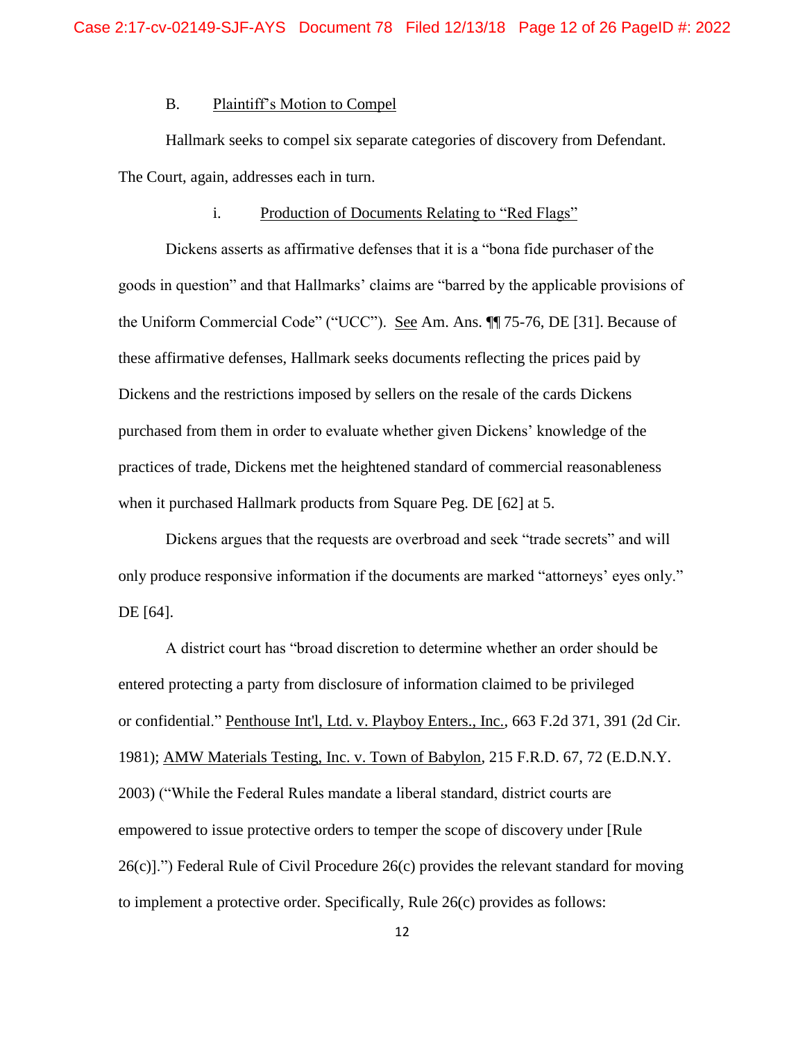B. Plaintiff's Motion to Compel

Hallmark seeks to compel six separate categories of discovery from Defendant. The Court, again, addresses each in turn.

i. Production of Documents Relating to "Red Flags"

Dickens asserts as affirmative defenses that it is a "bona fide purchaser of the goods in question" and that Hallmarks' claims are "barred by the applicable provisions of the Uniform Commercial Code" ("UCC"). See Am. Ans. ¶¶ 75-76, DE [31]. Because of these affirmative defenses, Hallmark seeks documents reflecting the prices paid by Dickens and the restrictions imposed by sellers on the resale of the cards Dickens purchased from them in order to evaluate whether given Dickens' knowledge of the practices of trade, Dickens met the heightened standard of commercial reasonableness when it purchased Hallmark products from Square Peg. DE [62] at 5.

Dickens argues that the requests are overbroad and seek "trade secrets" and will only produce responsive information if the documents are marked "attorneys' eyes only." DE [64].

A district court has "broad discretion to determine whether an order should be entered protecting a party from disclosure of information claimed to be privileged or confidential." Penthouse Int'l, Ltd. v. Playboy Enters., Inc., 663 F.2d 371, 391 (2d Cir. 1981); AMW Materials Testing, Inc. v. Town of Babylon, 215 F.R.D. 67, 72 (E.D.N.Y. 2003) ("While the Federal Rules mandate a liberal standard, district courts are empowered to issue protective orders to temper the scope of discovery under [Rule 26(c)].") Federal Rule of Civil Procedure 26(c) provides the relevant standard for moving to implement a protective order. Specifically, Rule 26(c) provides as follows: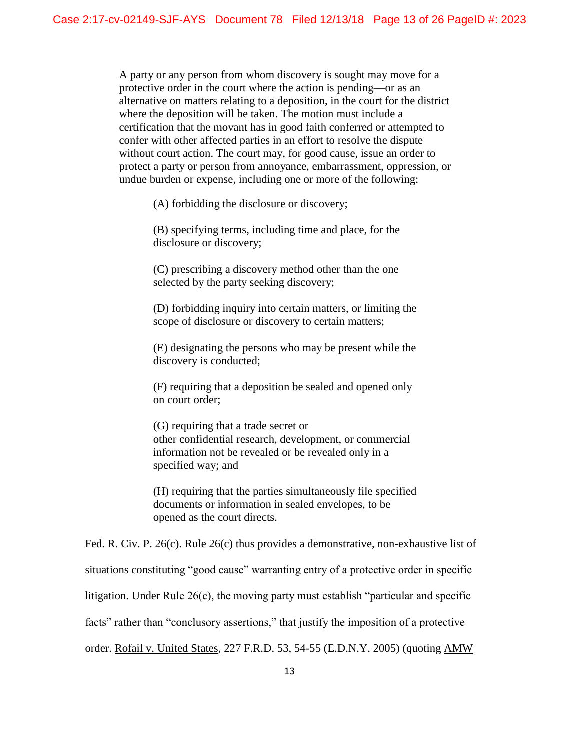> A party or any person from whom discovery is sought may move for a protective order in the court where the action is pending—or as an alternative on matters relating to a deposition, in the court for the district where the deposition will be taken. The motion must include a certification that the movant has in good faith conferred or attempted to confer with other affected parties in an effort to resolve the dispute without court action. The court may, for good cause, issue an order to protect a party or person from annoyance, embarrassment, oppression, or undue burden or expense, including one or more of the following:
>
> > (A) forbidding the disclosure or discovery;
> >
> > (B) specifying terms, including time and place, for the disclosure or discovery;
> >
> > (C) prescribing a discovery method other than the one selected by the party seeking discovery;
> >
> > (D) forbidding inquiry into certain matters, or limiting the scope of disclosure or discovery to certain matters;
> >
> > (E) designating the persons who may be present while the discovery is conducted;
> >
> > (F) requiring that a deposition be sealed and opened only on court order;
> >
> > (G) requiring that a trade secret or other confidential research, development, or commercial information not be revealed or be revealed only in a specified way; and
> >
> > (H) requiring that the parties simultaneously file specified documents or information in sealed envelopes, to be opened as the court directs.

Fed. R. Civ. P. 26(c). Rule 26(c) thus provides a demonstrative, non-exhaustive list of situations constituting "good cause" warranting entry of a protective order in specific litigation. Under Rule 26(c), the moving party must establish "particular and specific facts" rather than "conclusory assertions," that justify the imposition of a protective order. Rofail v. United States, 227 F.R.D. 53, 54-55 (E.D.N.Y. 2005) (quoting AMW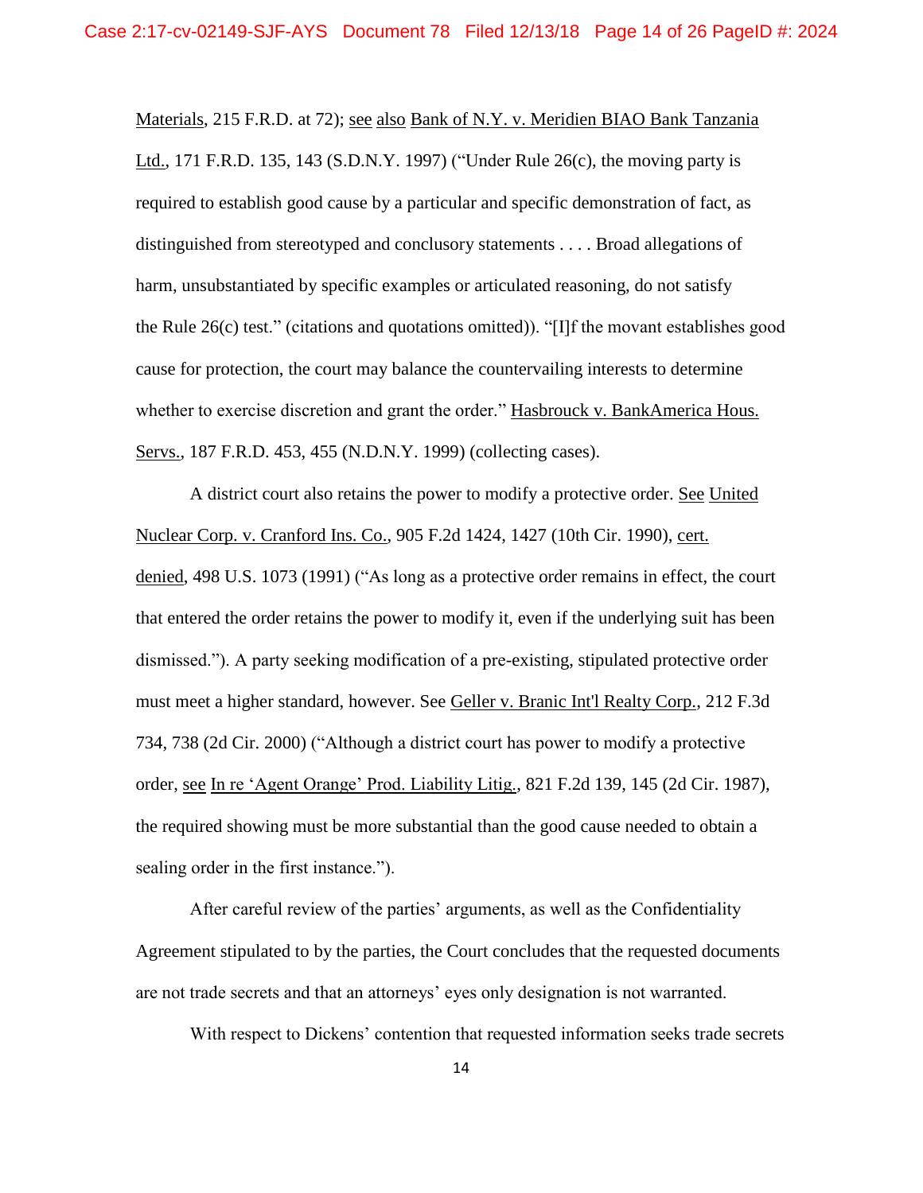Materials, 215 F.R.D. at 72); see also Bank of N.Y. v. Meridien BIAO Bank Tanzania Ltd., 171 F.R.D. 135, 143 (S.D.N.Y. 1997) ("Under Rule 26(c), the moving party is required to establish good cause by a particular and specific demonstration of fact, as distinguished from stereotyped and conclusory statements . . . . Broad allegations of harm, unsubstantiated by specific examples or articulated reasoning, do not satisfy the Rule 26(c) test." (citations and quotations omitted)). "[I]f the movant establishes good cause for protection, the court may balance the countervailing interests to determine whether to exercise discretion and grant the order." Hasbrouck v. BankAmerica Hous. Servs., 187 F.R.D. 453, 455 (N.D.N.Y. 1999) (collecting cases).

A district court also retains the power to modify a protective order. See United Nuclear Corp. v. Cranford Ins. Co., 905 F.2d 1424, 1427 (10th Cir. 1990), cert. denied, 498 U.S. 1073 (1991) ("As long as a protective order remains in effect, the court that entered the order retains the power to modify it, even if the underlying suit has been dismissed."). A party seeking modification of a pre-existing, stipulated protective order must meet a higher standard, however. See Geller v. Branic Int'l Realty Corp., 212 F.3d 734, 738 (2d Cir. 2000) ("Although a district court has power to modify a protective order, see In re 'Agent Orange' Prod. Liability Litig., 821 F.2d 139, 145 (2d Cir. 1987), the required showing must be more substantial than the good cause needed to obtain a sealing order in the first instance.").

After careful review of the parties' arguments, as well as the Confidentiality Agreement stipulated to by the parties, the Court concludes that the requested documents are not trade secrets and that an attorneys' eyes only designation is not warranted.

With respect to Dickens' contention that requested information seeks trade secrets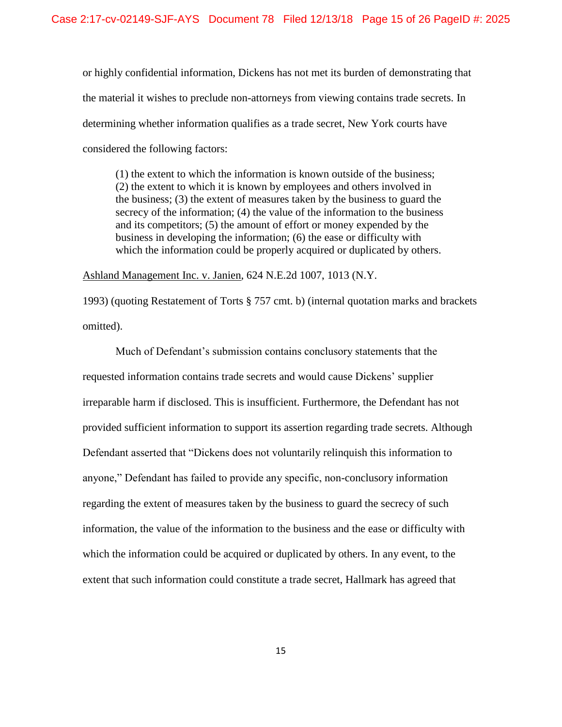or highly confidential information, Dickens has not met its burden of demonstrating that the material it wishes to preclude non-attorneys from viewing contains trade secrets. In determining whether information qualifies as a trade secret, New York courts have considered the following factors:

> (1) the extent to which the information is known outside of the business; (2) the extent to which it is known by employees and others involved in the business; (3) the extent of measures taken by the business to guard the secrecy of the information; (4) the value of the information to the business and its competitors; (5) the amount of effort or money expended by the business in developing the information; (6) the ease or difficulty with which the information could be properly acquired or duplicated by others.

Ashland Management Inc. v. Janien, 624 N.E.2d 1007, 1013 (N.Y. 1993) (quoting Restatement of Torts § 757 cmt. b) (internal quotation marks and brackets omitted).

Much of Defendant's submission contains conclusory statements that the requested information contains trade secrets and would cause Dickens' supplier irreparable harm if disclosed. This is insufficient. Furthermore, the Defendant has not provided sufficient information to support its assertion regarding trade secrets. Although Defendant asserted that "Dickens does not voluntarily relinquish this information to anyone," Defendant has failed to provide any specific, non-conclusory information regarding the extent of measures taken by the business to guard the secrecy of such information, the value of the information to the business and the ease or difficulty with which the information could be acquired or duplicated by others. In any event, to the extent that such information could constitute a trade secret, Hallmark has agreed that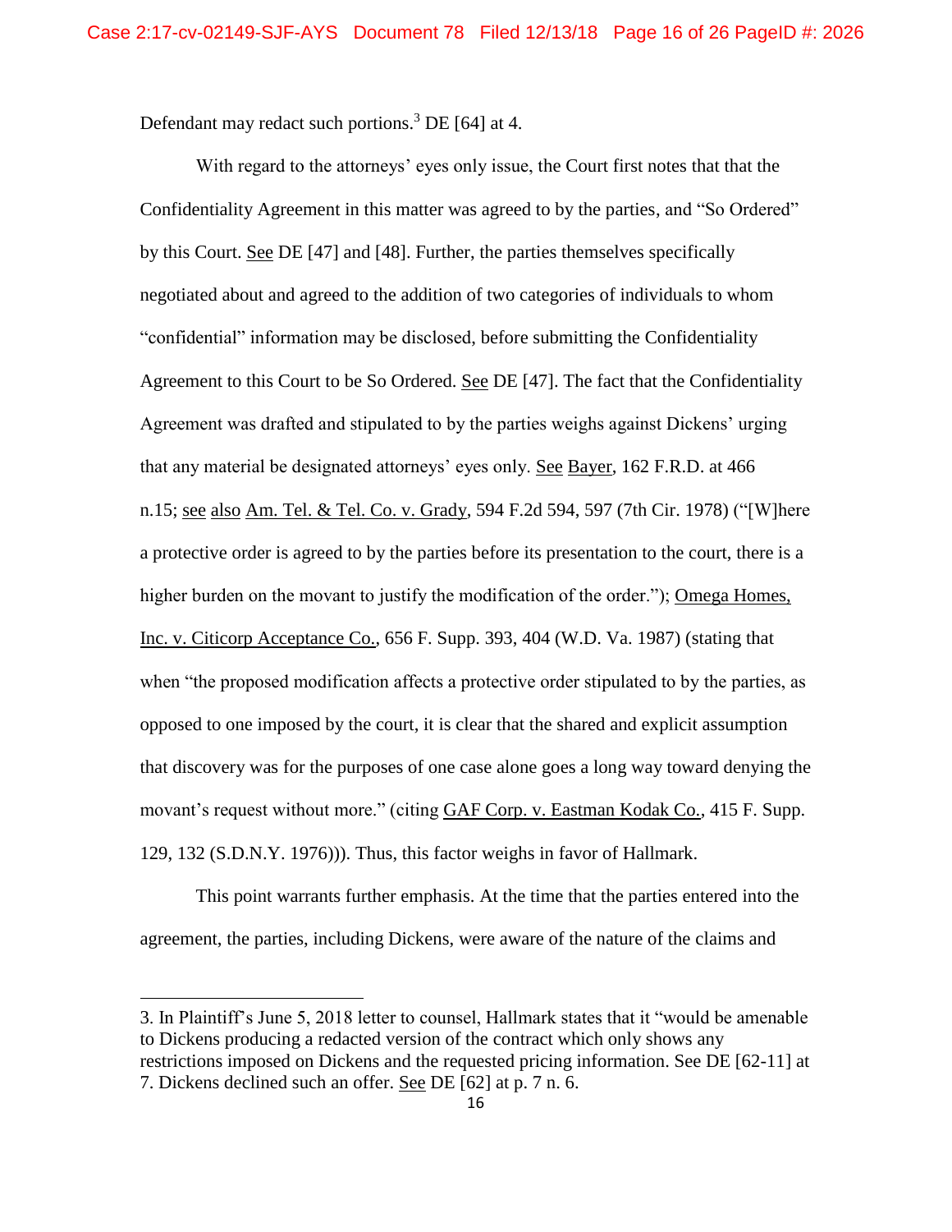Defendant may redact such portions.[3] DE [64] at 4.

With regard to the attorneys' eyes only issue, the Court first notes that that the Confidentiality Agreement in this matter was agreed to by the parties, and "So Ordered" by this Court. See DE [47] and [48]. Further, the parties themselves specifically negotiated about and agreed to the addition of two categories of individuals to whom "confidential" information may be disclosed, before submitting the Confidentiality Agreement to this Court to be So Ordered. See DE [47]. The fact that the Confidentiality Agreement was drafted and stipulated to by the parties weighs against Dickens' urging that any material be designated attorneys' eyes only. See Bayer, 162 F.R.D. at 466 n.15; see also Am. Tel. & Tel. Co. v. Grady, 594 F.2d 594, 597 (7th Cir. 1978) ("[W]here a protective order is agreed to by the parties before its presentation to the court, there is a higher burden on the movant to justify the modification of the order."); Omega Homes, Inc. v. Citicorp Acceptance Co., 656 F. Supp. 393, 404 (W.D. Va. 1987) (stating that when "the proposed modification affects a protective order stipulated to by the parties, as opposed to one imposed by the court, it is clear that the shared and explicit assumption that discovery was for the purposes of one case alone goes a long way toward denying the movant's request without more." (citing GAF Corp. v. Eastman Kodak Co., 415 F. Supp. 129, 132 (S.D.N.Y. 1976))). Thus, this factor weighs in favor of Hallmark.

This point warrants further emphasis. At the time that the parties entered into the agreement, the parties, including Dickens, were aware of the nature of the claims and

---

3. In Plaintiff's June 5, 2018 letter to counsel, Hallmark states that it "would be amenable to Dickens producing a redacted version of the contract which only shows any restrictions imposed on Dickens and the requested pricing information. See DE [62-11] at 7. Dickens declined such an offer. See DE [62] at p. 7 n. 6.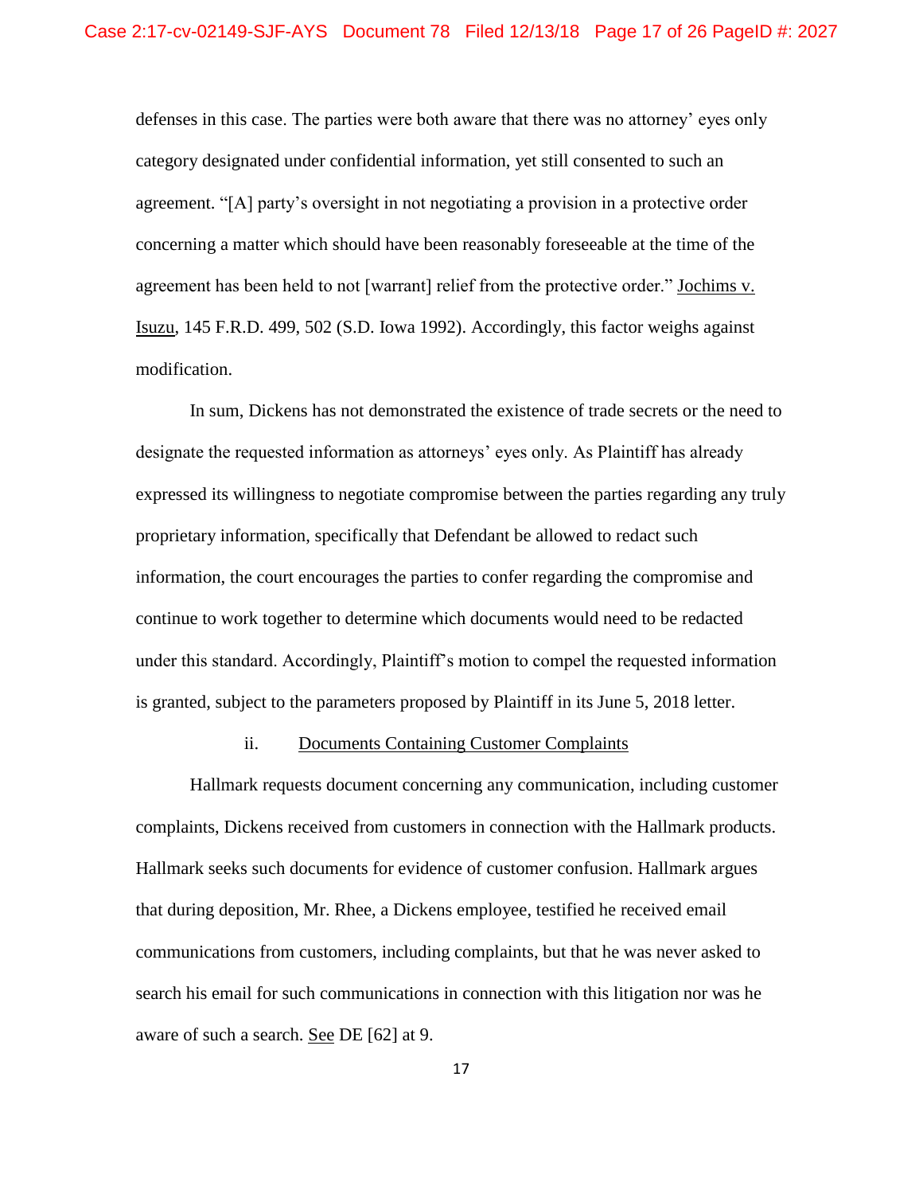defenses in this case. The parties were both aware that there was no attorney' eyes only category designated under confidential information, yet still consented to such an agreement. "[A] party's oversight in not negotiating a provision in a protective order concerning a matter which should have been reasonably foreseeable at the time of the agreement has been held to not [warrant] relief from the protective order." Jochims v. Isuzu, 145 F.R.D. 499, 502 (S.D. Iowa 1992). Accordingly, this factor weighs against modification.

In sum, Dickens has not demonstrated the existence of trade secrets or the need to designate the requested information as attorneys' eyes only. As Plaintiff has already expressed its willingness to negotiate compromise between the parties regarding any truly proprietary information, specifically that Defendant be allowed to redact such information, the court encourages the parties to confer regarding the compromise and continue to work together to determine which documents would need to be redacted under this standard. Accordingly, Plaintiff's motion to compel the requested information is granted, subject to the parameters proposed by Plaintiff in its June 5, 2018 letter.

ii. Documents Containing Customer Complaints

Hallmark requests document concerning any communication, including customer complaints, Dickens received from customers in connection with the Hallmark products. Hallmark seeks such documents for evidence of customer confusion. Hallmark argues that during deposition, Mr. Rhee, a Dickens employee, testified he received email communications from customers, including complaints, but that he was never asked to search his email for such communications in connection with this litigation nor was he aware of such a search. See DE [62] at 9.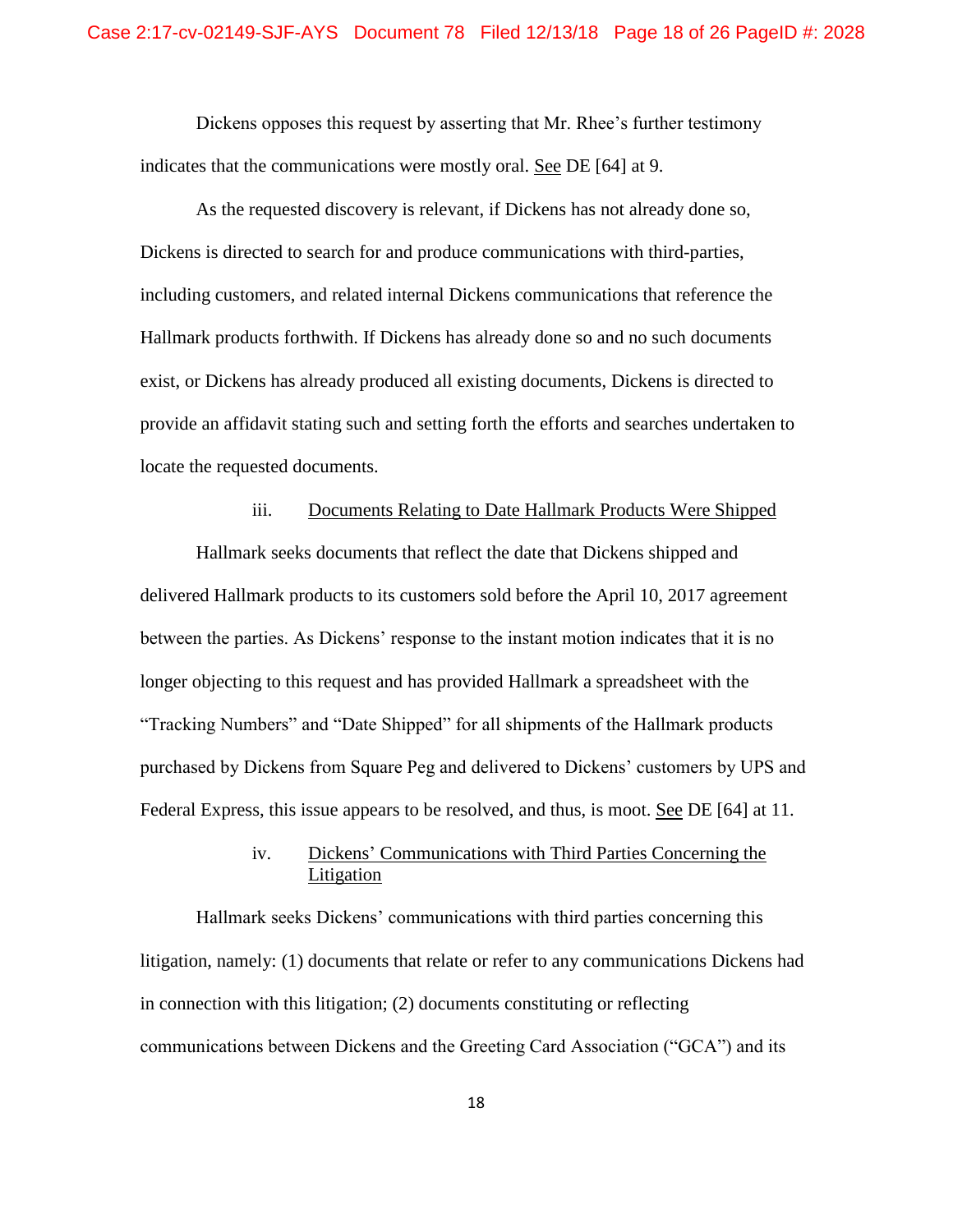Dickens opposes this request by asserting that Mr. Rhee's further testimony indicates that the communications were mostly oral. See DE [64] at 9.

As the requested discovery is relevant, if Dickens has not already done so, Dickens is directed to search for and produce communications with third-parties, including customers, and related internal Dickens communications that reference the Hallmark products forthwith. If Dickens has already done so and no such documents exist, or Dickens has already produced all existing documents, Dickens is directed to provide an affidavit stating such and setting forth the efforts and searches undertaken to locate the requested documents.

iii. Documents Relating to Date Hallmark Products Were Shipped

Hallmark seeks documents that reflect the date that Dickens shipped and delivered Hallmark products to its customers sold before the April 10, 2017 agreement between the parties. As Dickens' response to the instant motion indicates that it is no longer objecting to this request and has provided Hallmark a spreadsheet with the "Tracking Numbers" and "Date Shipped" for all shipments of the Hallmark products purchased by Dickens from Square Peg and delivered to Dickens' customers by UPS and Federal Express, this issue appears to be resolved, and thus, is moot. See DE [64] at 11.

iv. Dickens' Communications with Third Parties Concerning the Litigation

Hallmark seeks Dickens' communications with third parties concerning this litigation, namely: (1) documents that relate or refer to any communications Dickens had in connection with this litigation; (2) documents constituting or reflecting communications between Dickens and the Greeting Card Association ("GCA") and its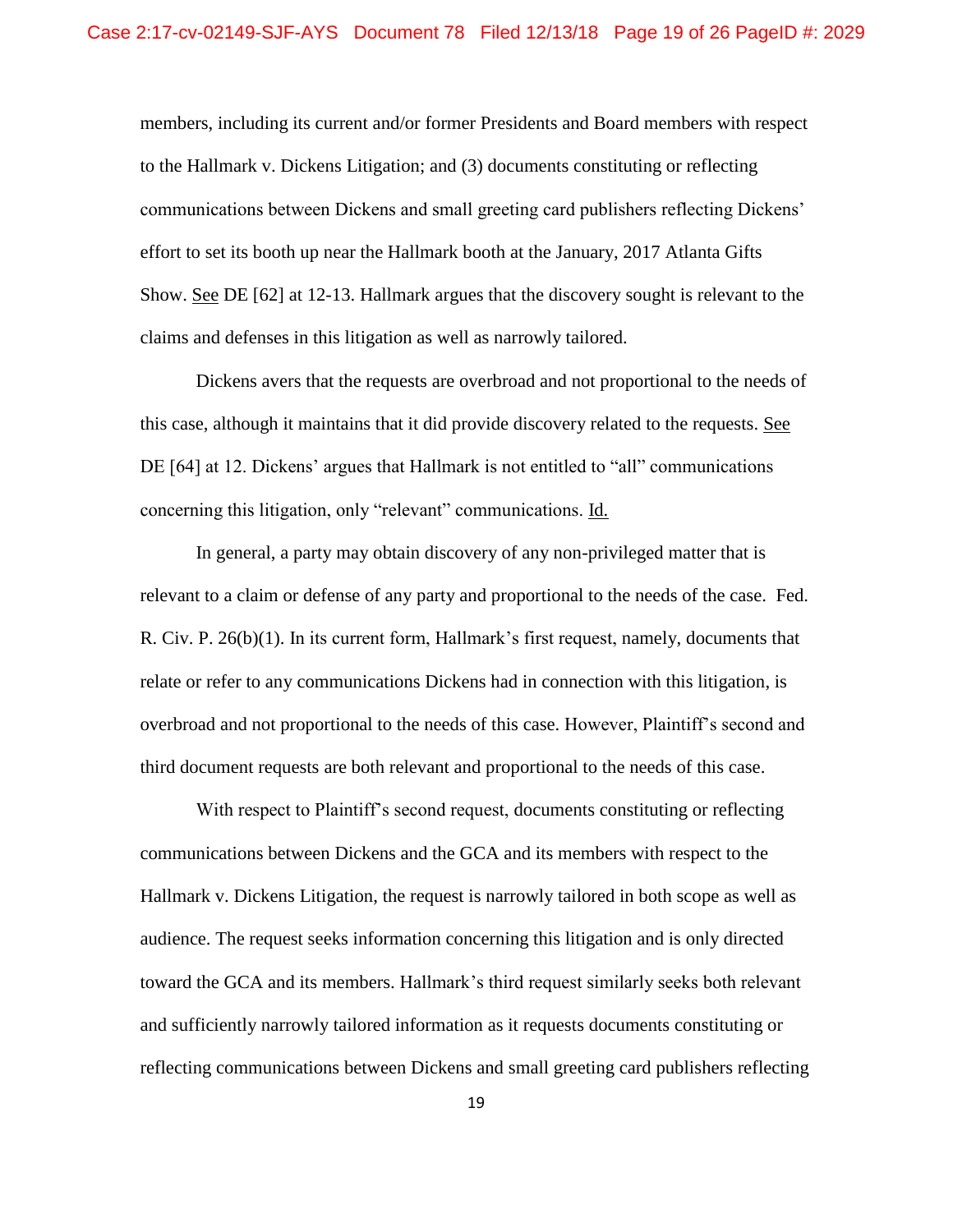members, including its current and/or former Presidents and Board members with respect to the Hallmark v. Dickens Litigation; and (3) documents constituting or reflecting communications between Dickens and small greeting card publishers reflecting Dickens' effort to set its booth up near the Hallmark booth at the January, 2017 Atlanta Gifts Show. See DE [62] at 12-13. Hallmark argues that the discovery sought is relevant to the claims and defenses in this litigation as well as narrowly tailored.

Dickens avers that the requests are overbroad and not proportional to the needs of this case, although it maintains that it did provide discovery related to the requests. See DE [64] at 12. Dickens' argues that Hallmark is not entitled to "all" communications concerning this litigation, only "relevant" communications. Id.

In general, a party may obtain discovery of any non-privileged matter that is relevant to a claim or defense of any party and proportional to the needs of the case. Fed. R. Civ. P. 26(b)(1). In its current form, Hallmark's first request, namely, documents that relate or refer to any communications Dickens had in connection with this litigation, is overbroad and not proportional to the needs of this case. However, Plaintiff's second and third document requests are both relevant and proportional to the needs of this case.

With respect to Plaintiff's second request, documents constituting or reflecting communications between Dickens and the GCA and its members with respect to the Hallmark v. Dickens Litigation, the request is narrowly tailored in both scope as well as audience. The request seeks information concerning this litigation and is only directed toward the GCA and its members. Hallmark's third request similarly seeks both relevant and sufficiently narrowly tailored information as it requests documents constituting or reflecting communications between Dickens and small greeting card publishers reflecting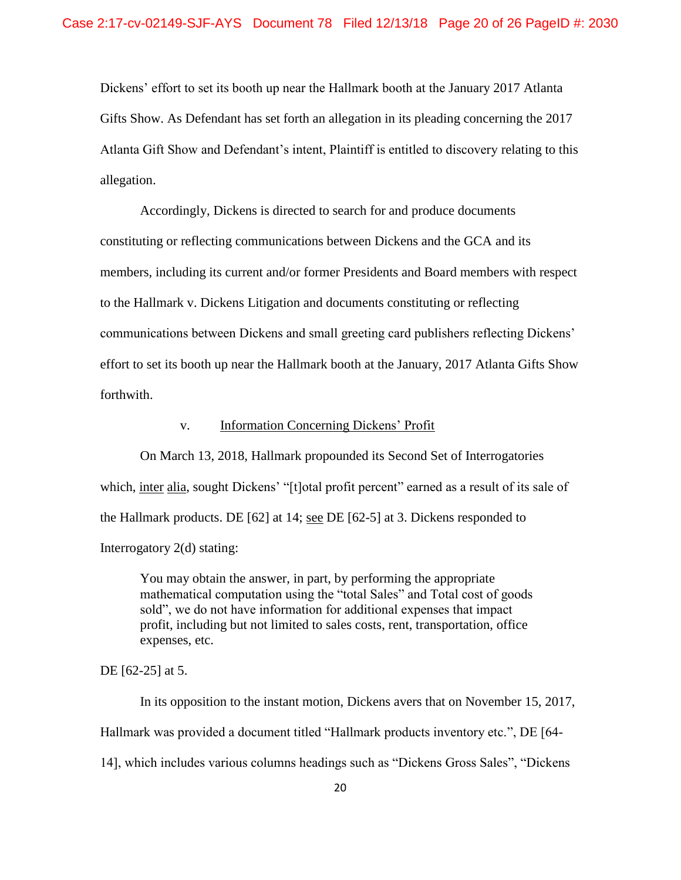Dickens' effort to set its booth up near the Hallmark booth at the January 2017 Atlanta Gifts Show. As Defendant has set forth an allegation in its pleading concerning the 2017 Atlanta Gift Show and Defendant's intent, Plaintiff is entitled to discovery relating to this allegation.

Accordingly, Dickens is directed to search for and produce documents constituting or reflecting communications between Dickens and the GCA and its members, including its current and/or former Presidents and Board members with respect to the Hallmark v. Dickens Litigation and documents constituting or reflecting communications between Dickens and small greeting card publishers reflecting Dickens' effort to set its booth up near the Hallmark booth at the January, 2017 Atlanta Gifts Show forthwith.

v. Information Concerning Dickens' Profit

On March 13, 2018, Hallmark propounded its Second Set of Interrogatories which, inter alia, sought Dickens' "[t]otal profit percent" earned as a result of its sale of the Hallmark products. DE [62] at 14; see DE [62-5] at 3. Dickens responded to Interrogatory 2(d) stating:

> You may obtain the answer, in part, by performing the appropriate mathematical computation using the "total Sales" and Total cost of goods sold", we do not have information for additional expenses that impact profit, including but not limited to sales costs, rent, transportation, office expenses, etc.

DE [62-25] at 5.

In its opposition to the instant motion, Dickens avers that on November 15, 2017, Hallmark was provided a document titled "Hallmark products inventory etc.", DE [64-14], which includes various columns headings such as "Dickens Gross Sales", "Dickens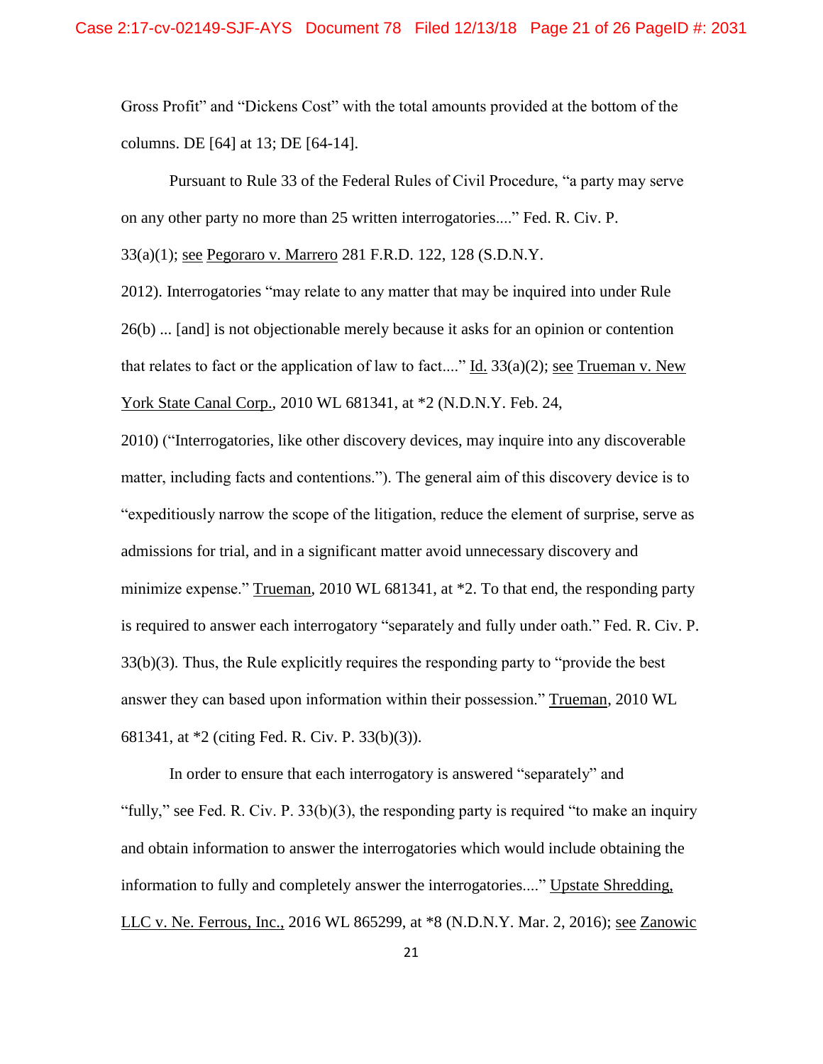Gross Profit" and "Dickens Cost" with the total amounts provided at the bottom of the columns. DE [64] at 13; DE [64-14].

Pursuant to Rule 33 of the Federal Rules of Civil Procedure, "a party may serve on any other party no more than 25 written interrogatories...." Fed. R. Civ. P. 33(a)(1); see Pegoraro v. Marrero 281 F.R.D. 122, 128 (S.D.N.Y. 2012). Interrogatories "may relate to any matter that may be inquired into under Rule 26(b) ... [and] is not objectionable merely because it asks for an opinion or contention that relates to fact or the application of law to fact...." Id. 33(a)(2); see Trueman v. New York State Canal Corp., 2010 WL 681341, at *2 (N.D.N.Y. Feb. 24, 2010) ("Interrogatories, like other discovery devices, may inquire into any discoverable matter, including facts and contentions."). The general aim of this discovery device is to "expeditiously narrow the scope of the litigation, reduce the element of surprise, serve as admissions for trial, and in a significant matter avoid unnecessary discovery and minimize expense." Trueman, 2010 WL 681341, at *2. To that end, the responding party is required to answer each interrogatory "separately and fully under oath." Fed. R. Civ. P. 33(b)(3). Thus, the Rule explicitly requires the responding party to "provide the best answer they can based upon information within their possession." Trueman, 2010 WL 681341, at *2 (citing Fed. R. Civ. P. 33(b)(3)).

In order to ensure that each interrogatory is answered "separately" and "fully," see Fed. R. Civ. P. 33(b)(3), the responding party is required "to make an inquiry and obtain information to answer the interrogatories which would include obtaining the information to fully and completely answer the interrogatories...." Upstate Shredding, LLC v. Ne. Ferrous, Inc., 2016 WL 865299, at *8 (N.D.N.Y. Mar. 2, 2016); see Zanowic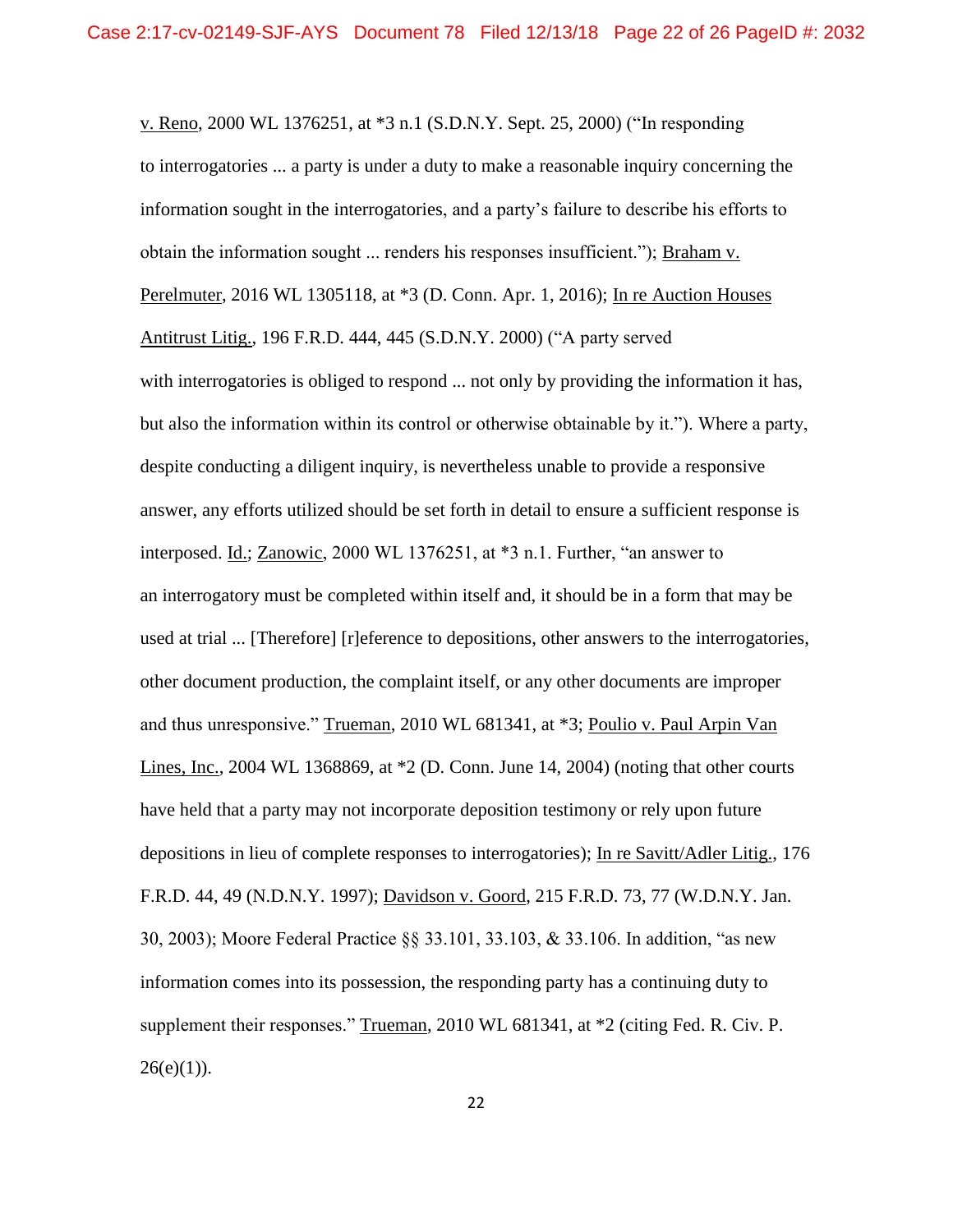v. Reno, 2000 WL 1376251, at *3 n.1 (S.D.N.Y. Sept. 25, 2000) ("In responding to interrogatories ... a party is under a duty to make a reasonable inquiry concerning the information sought in the interrogatories, and a party's failure to describe his efforts to obtain the information sought ... renders his responses insufficient."); Braham v. Perelmuter, 2016 WL 1305118, at *3 (D. Conn. Apr. 1, 2016); In re Auction Houses Antitrust Litig., 196 F.R.D. 444, 445 (S.D.N.Y. 2000) ("A party served with interrogatories is obliged to respond ... not only by providing the information it has, but also the information within its control or otherwise obtainable by it."). Where a party, despite conducting a diligent inquiry, is nevertheless unable to provide a responsive answer, any efforts utilized should be set forth in detail to ensure a sufficient response is interposed. Id.; Zanowic, 2000 WL 1376251, at *3 n.1. Further, "an answer to an interrogatory must be completed within itself and, it should be in a form that may be used at trial ... [Therefore] [r]eference to depositions, other answers to the interrogatories, other document production, the complaint itself, or any other documents are improper and thus unresponsive." Trueman, 2010 WL 681341, at *3; Poulio v. Paul Arpin Van Lines, Inc., 2004 WL 1368869, at *2 (D. Conn. June 14, 2004) (noting that other courts have held that a party may not incorporate deposition testimony or rely upon future depositions in lieu of complete responses to interrogatories); In re Savitt/Adler Litig., 176 F.R.D. 44, 49 (N.D.N.Y. 1997); Davidson v. Goord, 215 F.R.D. 73, 77 (W.D.N.Y. Jan. 30, 2003); Moore Federal Practice §§ 33.101, 33.103, & 33.106. In addition, "as new information comes into its possession, the responding party has a continuing duty to supplement their responses." Trueman, 2010 WL 681341, at *2 (citing Fed. R. Civ. P. 26(e)(1)).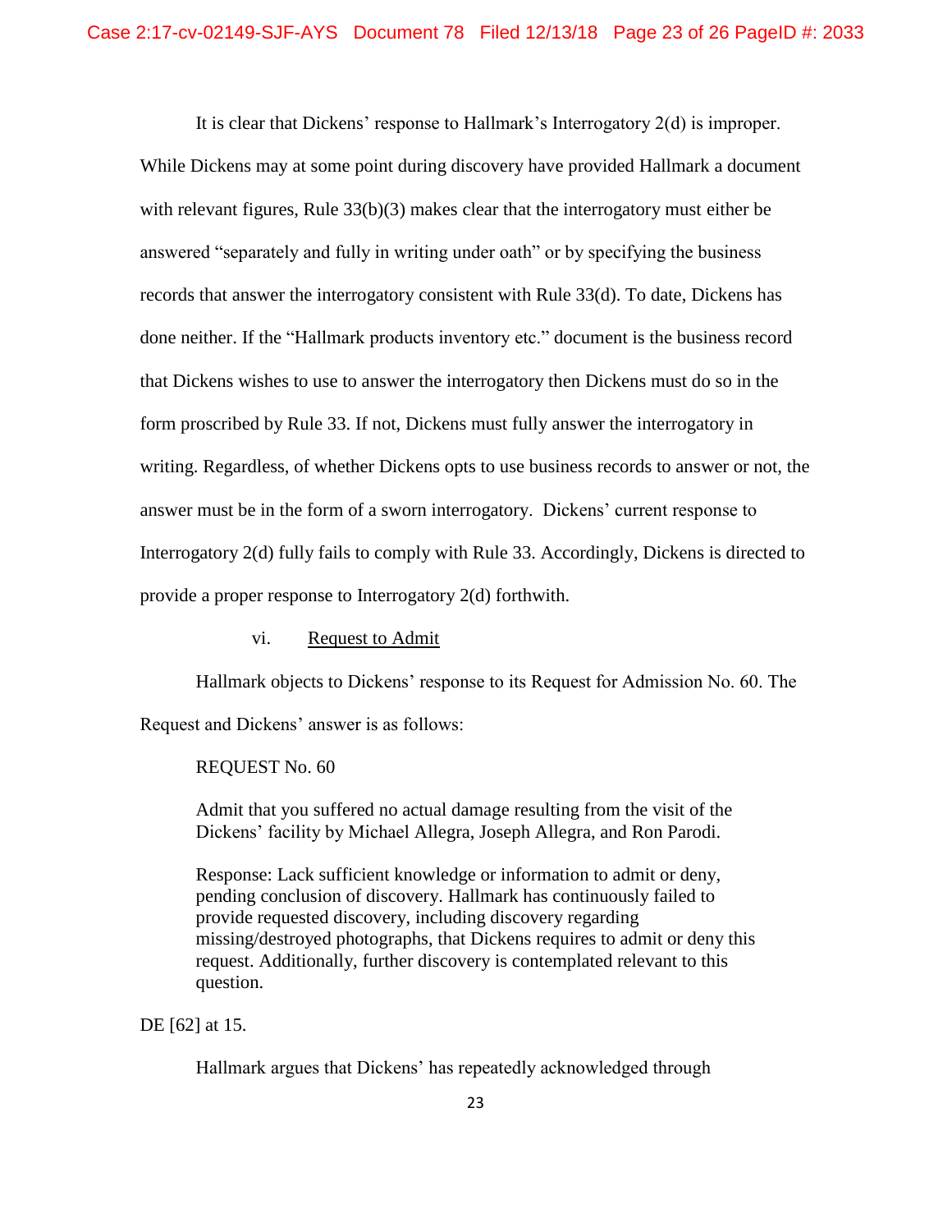It is clear that Dickens' response to Hallmark's Interrogatory 2(d) is improper. While Dickens may at some point during discovery have provided Hallmark a document with relevant figures, Rule 33(b)(3) makes clear that the interrogatory must either be answered "separately and fully in writing under oath" or by specifying the business records that answer the interrogatory consistent with Rule 33(d). To date, Dickens has done neither. If the "Hallmark products inventory etc." document is the business record that Dickens wishes to use to answer the interrogatory then Dickens must do so in the form proscribed by Rule 33. If not, Dickens must fully answer the interrogatory in writing. Regardless, of whether Dickens opts to use business records to answer or not, the answer must be in the form of a sworn interrogatory. Dickens' current response to Interrogatory 2(d) fully fails to comply with Rule 33. Accordingly, Dickens is directed to provide a proper response to Interrogatory 2(d) forthwith.

vi. Request to Admit

Hallmark objects to Dickens' response to its Request for Admission No. 60. The Request and Dickens' answer is as follows:

> REQUEST No. 60
>
> Admit that you suffered no actual damage resulting from the visit of the Dickens' facility by Michael Allegra, Joseph Allegra, and Ron Parodi.
>
> Response: Lack sufficient knowledge or information to admit or deny, pending conclusion of discovery. Hallmark has continuously failed to provide requested discovery, including discovery regarding missing/destroyed photographs, that Dickens requires to admit or deny this request. Additionally, further discovery is contemplated relevant to this question.

DE [62] at 15.

Hallmark argues that Dickens' has repeatedly acknowledged through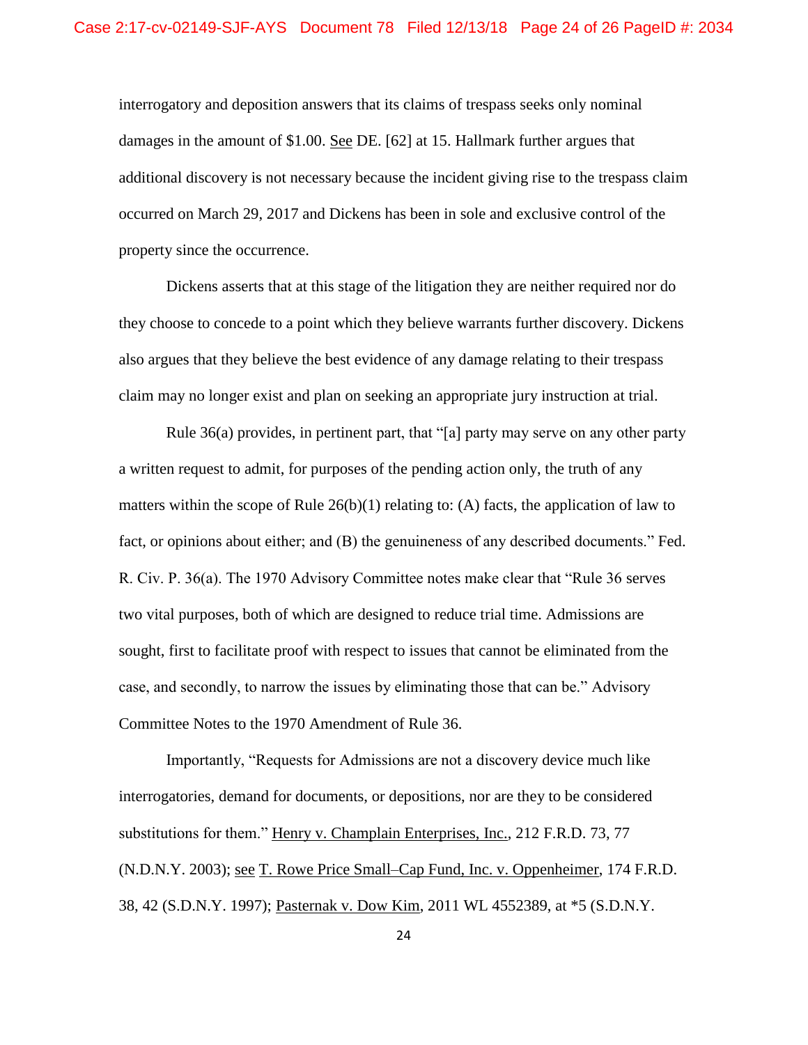interrogatory and deposition answers that its claims of trespass seeks only nominal damages in the amount of $1.00. See DE. [62] at 15. Hallmark further argues that additional discovery is not necessary because the incident giving rise to the trespass claim occurred on March 29, 2017 and Dickens has been in sole and exclusive control of the property since the occurrence.

Dickens asserts that at this stage of the litigation they are neither required nor do they choose to concede to a point which they believe warrants further discovery. Dickens also argues that they believe the best evidence of any damage relating to their trespass claim may no longer exist and plan on seeking an appropriate jury instruction at trial.

Rule 36(a) provides, in pertinent part, that "[a] party may serve on any other party a written request to admit, for purposes of the pending action only, the truth of any matters within the scope of Rule 26(b)(1) relating to: (A) facts, the application of law to fact, or opinions about either; and (B) the genuineness of any described documents." Fed. R. Civ. P. 36(a). The 1970 Advisory Committee notes make clear that "Rule 36 serves two vital purposes, both of which are designed to reduce trial time. Admissions are sought, first to facilitate proof with respect to issues that cannot be eliminated from the case, and secondly, to narrow the issues by eliminating those that can be." Advisory Committee Notes to the 1970 Amendment of Rule 36.

Importantly, "Requests for Admissions are not a discovery device much like interrogatories, demand for documents, or depositions, nor are they to be considered substitutions for them." Henry v. Champlain Enterprises, Inc., 212 F.R.D. 73, 77 (N.D.N.Y. 2003); see T. Rowe Price Small–Cap Fund, Inc. v. Oppenheimer, 174 F.R.D. 38, 42 (S.D.N.Y. 1997); Pasternak v. Dow Kim, 2011 WL 4552389, at *5 (S.D.N.Y.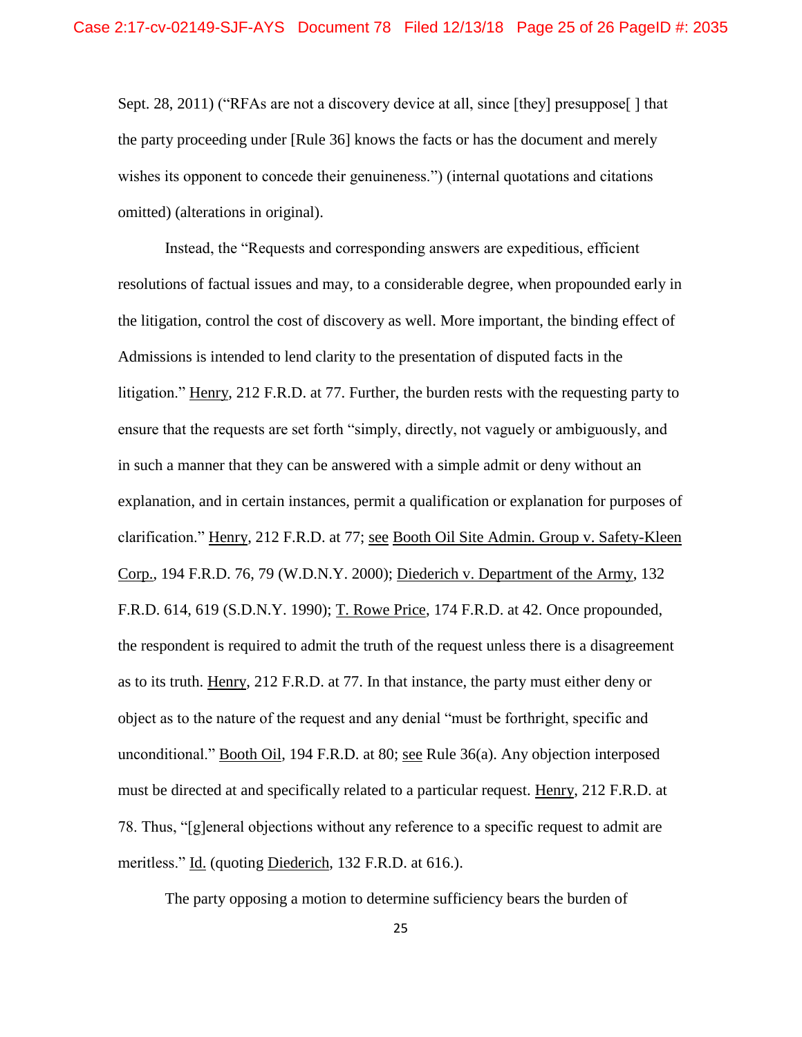Sept. 28, 2011) ("RFAs are not a discovery device at all, since [they] presuppose[ ] that the party proceeding under [Rule 36] knows the facts or has the document and merely wishes its opponent to concede their genuineness.") (internal quotations and citations omitted) (alterations in original).

Instead, the "Requests and corresponding answers are expeditious, efficient resolutions of factual issues and may, to a considerable degree, when propounded early in the litigation, control the cost of discovery as well. More important, the binding effect of Admissions is intended to lend clarity to the presentation of disputed facts in the litigation." Henry, 212 F.R.D. at 77. Further, the burden rests with the requesting party to ensure that the requests are set forth "simply, directly, not vaguely or ambiguously, and in such a manner that they can be answered with a simple admit or deny without an explanation, and in certain instances, permit a qualification or explanation for purposes of clarification." Henry, 212 F.R.D. at 77; see Booth Oil Site Admin. Group v. Safety-Kleen Corp., 194 F.R.D. 76, 79 (W.D.N.Y. 2000); Diederich v. Department of the Army, 132 F.R.D. 614, 619 (S.D.N.Y. 1990); T. Rowe Price, 174 F.R.D. at 42. Once propounded, the respondent is required to admit the truth of the request unless there is a disagreement as to its truth. Henry, 212 F.R.D. at 77. In that instance, the party must either deny or object as to the nature of the request and any denial "must be forthright, specific and unconditional." Booth Oil, 194 F.R.D. at 80; see Rule 36(a). Any objection interposed must be directed at and specifically related to a particular request. Henry, 212 F.R.D. at 78. Thus, "[g]eneral objections without any reference to a specific request to admit are meritless." Id. (quoting Diederich, 132 F.R.D. at 616.).

The party opposing a motion to determine sufficiency bears the burden of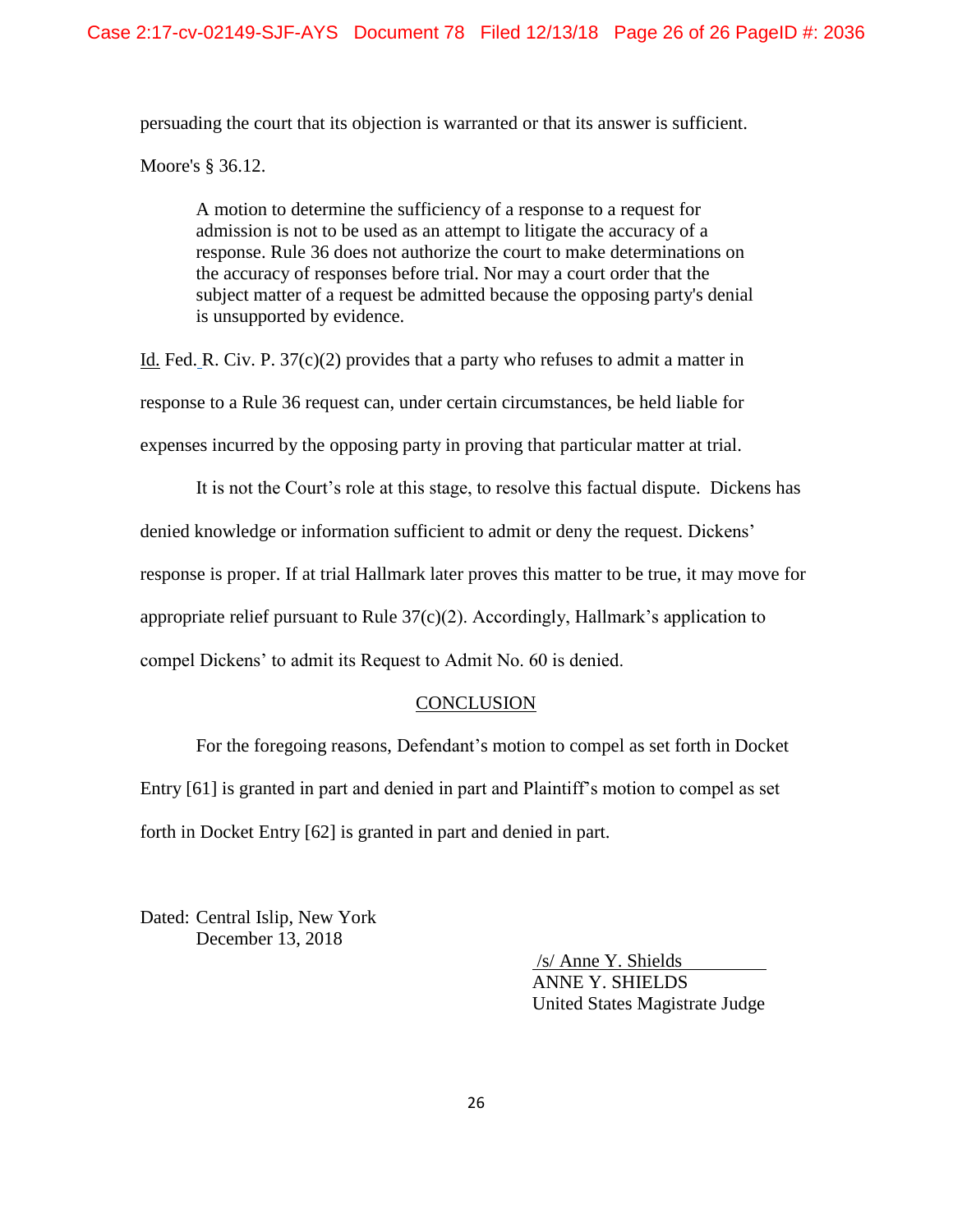persuading the court that its objection is warranted or that its answer is sufficient.

Moore's § 36.12.

> A motion to determine the sufficiency of a response to a request for admission is not to be used as an attempt to litigate the accuracy of a response. Rule 36 does not authorize the court to make determinations on the accuracy of responses before trial. Nor may a court order that the subject matter of a request be admitted because the opposing party's denial is unsupported by evidence.

Id. Fed. R. Civ. P. 37(c)(2) provides that a party who refuses to admit a matter in response to a Rule 36 request can, under certain circumstances, be held liable for expenses incurred by the opposing party in proving that particular matter at trial.

It is not the Court's role at this stage, to resolve this factual dispute. Dickens has denied knowledge or information sufficient to admit or deny the request. Dickens' response is proper. If at trial Hallmark later proves this matter to be true, it may move for appropriate relief pursuant to Rule 37(c)(2). Accordingly, Hallmark's application to compel Dickens' to admit its Request to Admit No. 60 is denied.

## CONCLUSION

For the foregoing reasons, Defendant's motion to compel as set forth in Docket Entry [61] is granted in part and denied in part and Plaintiff's motion to compel as set forth in Docket Entry [62] is granted in part and denied in part.

Dated: Central Islip, New York
December 13, 2018

/s/ Anne Y. Shields
ANNE Y. SHIELDS
United States Magistrate Judge